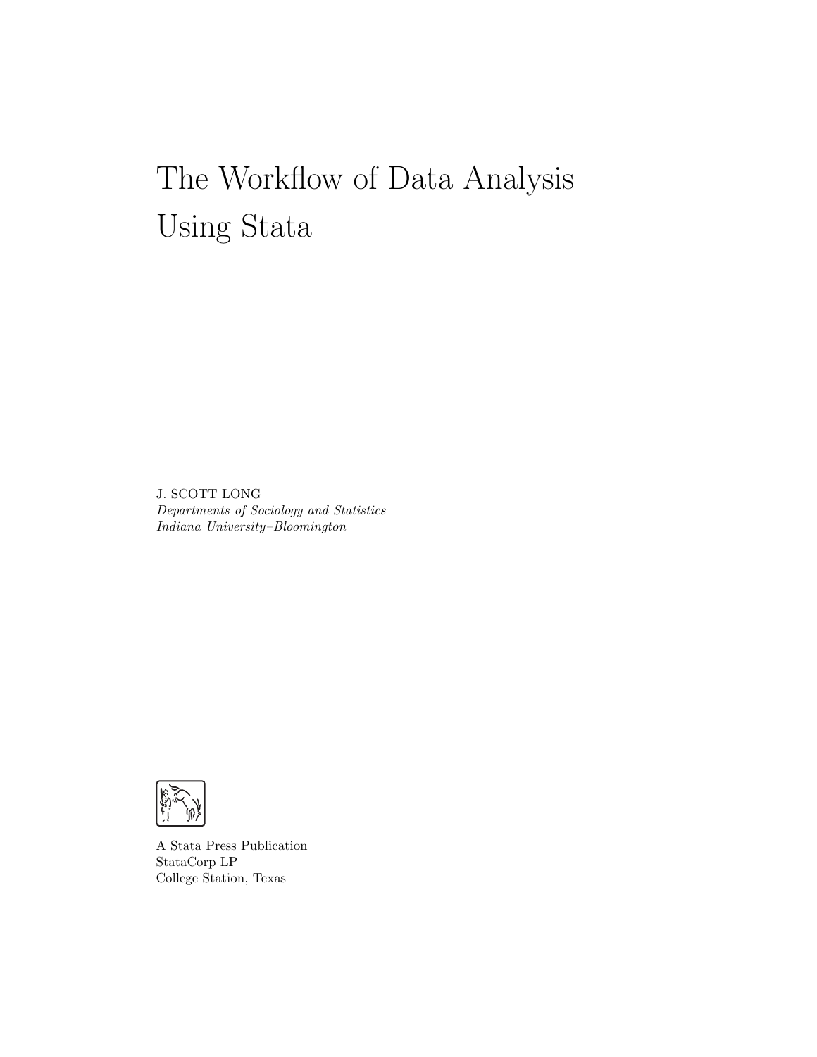# The Workflow of Data Analysis Using Stata

J. SCOTT LONG
*Departments of Sociology and Statistics*
*Indiana University–Bloomington*

A Stata Press Publication
StataCorp LP
College Station, Texas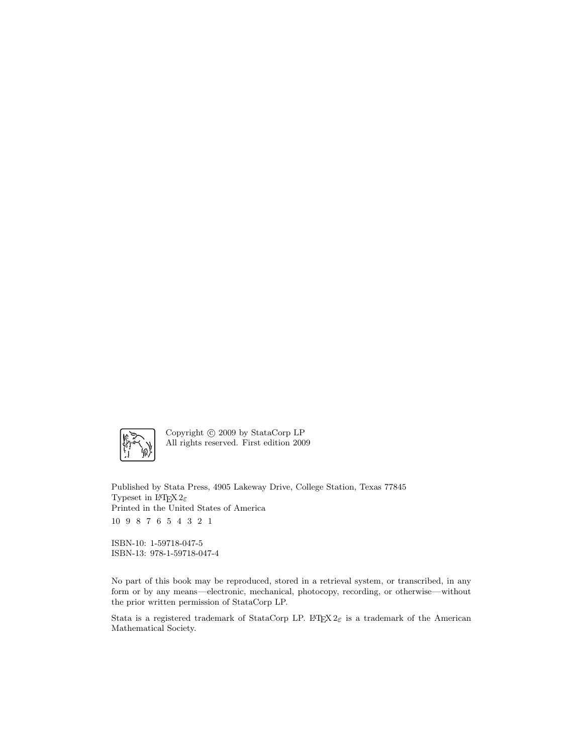Copyright © 2009 by StataCorp LP
All rights reserved. First edition 2009

Published by Stata Press, 4905 Lakeway Drive, College Station, Texas 77845
Typeset in LaTeX $2_\varepsilon$
Printed in the United States of America
10 9 8 7 6 5 4 3 2 1

ISBN-10: 1-59718-047-5
ISBN-13: 978-1-59718-047-4

No part of this book may be reproduced, stored in a retrieval system, or transcribed, in any form or by any means—electronic, mechanical, photocopy, recording, or otherwise—without the prior written permission of StataCorp LP.

Stata is a registered trademark of StataCorp LP. LaTeX $2_\varepsilon$ is a trademark of the American Mathematical Society.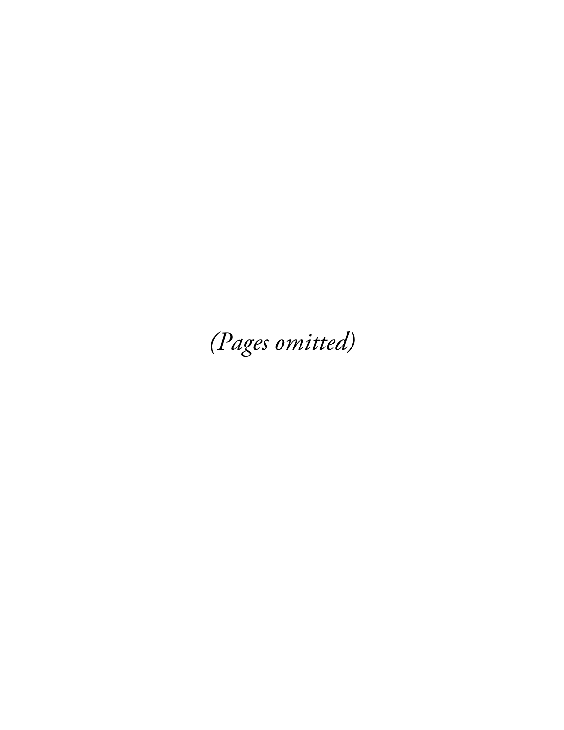*(Pages omitted)*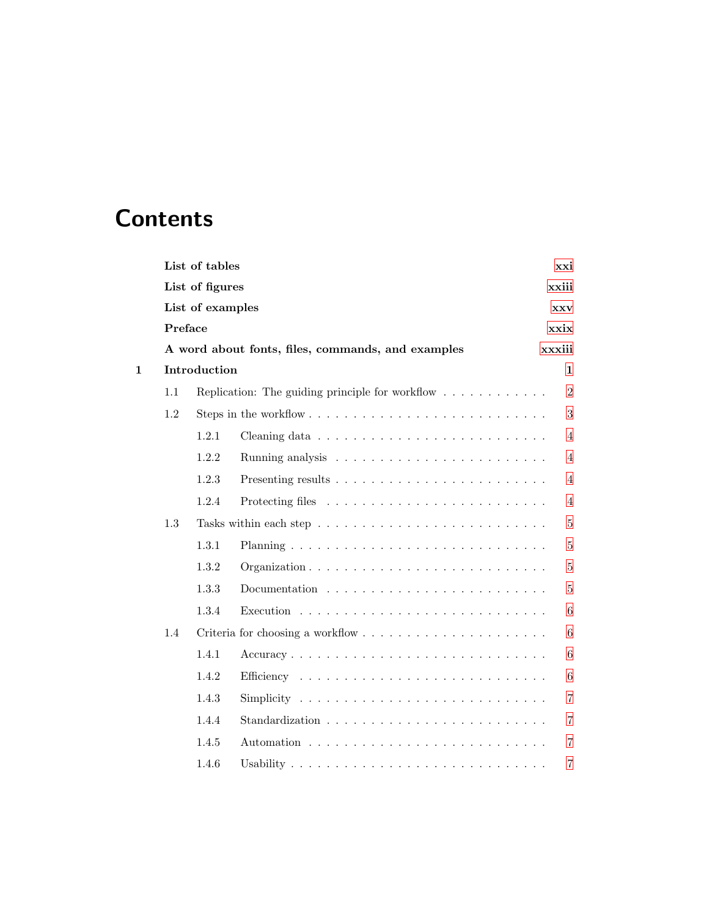# Contents

**List of tables** xxi

**List of figures** xxiii

**List of examples** xxv

**Preface** xxix

**A word about fonts, files, commands, and examples** xxxiii

**1 Introduction** 1

- 1.1 Replication: The guiding principle for workflow . . . 2
- 1.2 Steps in the workflow . . . 3
  - 1.2.1 Cleaning data . . . 4
  - 1.2.2 Running analysis . . . 4
  - 1.2.3 Presenting results . . . 4
  - 1.2.4 Protecting files . . . 4
- 1.3 Tasks within each step . . . 5
  - 1.3.1 Planning . . . 5
  - 1.3.2 Organization . . . 5
  - 1.3.3 Documentation . . . 5
  - 1.3.4 Execution . . . 6
- 1.4 Criteria for choosing a workflow . . . 6
  - 1.4.1 Accuracy . . . 6
  - 1.4.2 Efficiency . . . 6
  - 1.4.3 Simplicity . . . 7
  - 1.4.4 Standardization . . . 7
  - 1.4.5 Automation . . . 7
  - 1.4.6 Usability . . . 7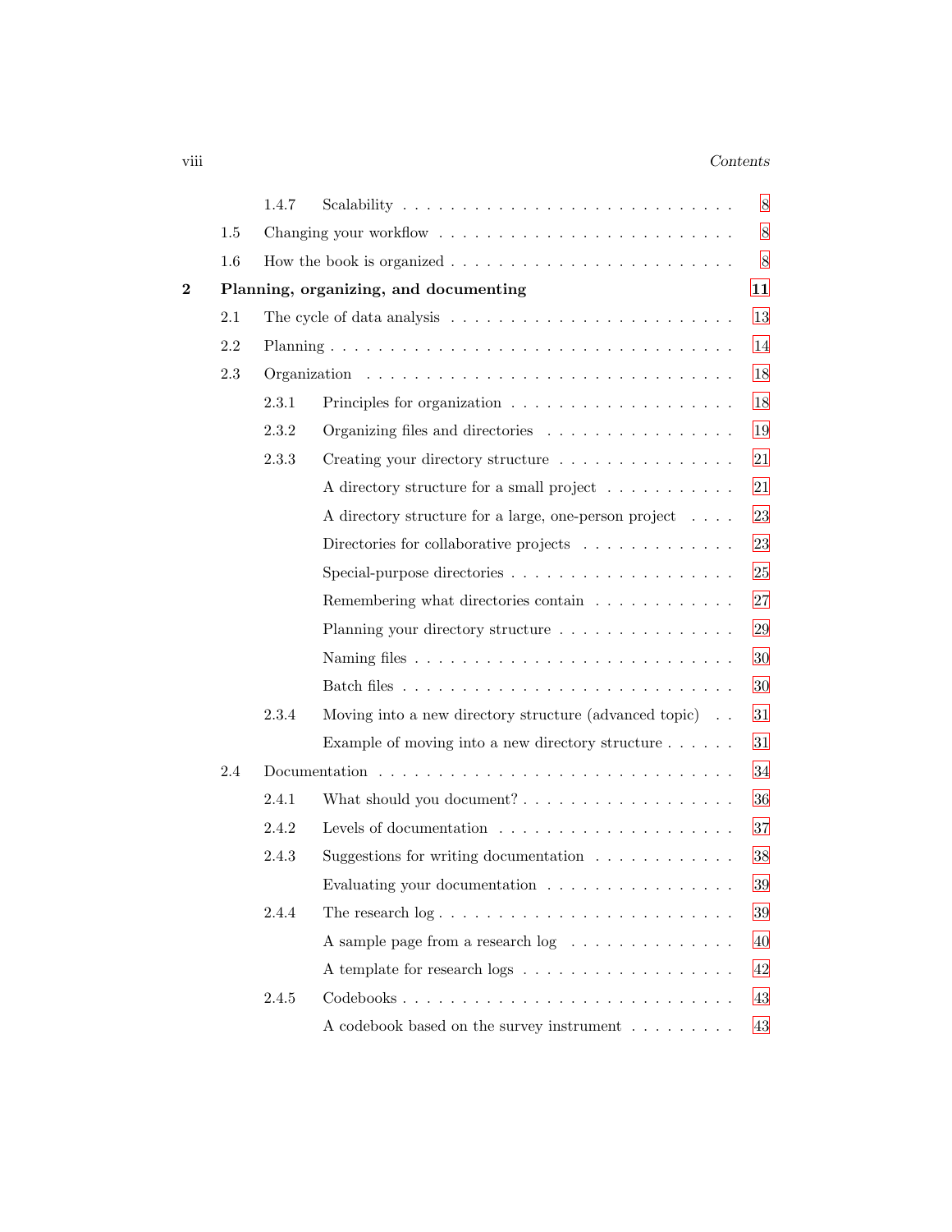- 1.4.7 Scalability . . . . . . . . . . . . . . . . . . . . . . . . . . . 8
- 1.5 Changing your workflow . . . . . . . . . . . . . . . . . . . . . . . . 8
- 1.6 How the book is organized . . . . . . . . . . . . . . . . . . . . . . . 8

**2 Planning, organizing, and documenting** **11**

- 2.1 The cycle of data analysis . . . . . . . . . . . . . . . . . . . . . . . 13
- 2.2 Planning . . . . . . . . . . . . . . . . . . . . . . . . . . . . . . . 14
- 2.3 Organization . . . . . . . . . . . . . . . . . . . . . . . . . . . . . 18
  - 2.3.1 Principles for organization . . . . . . . . . . . . . . . . . . . 18
  - 2.3.2 Organizing files and directories . . . . . . . . . . . . . . . . 19
  - 2.3.3 Creating your directory structure . . . . . . . . . . . . . . . 21
    - A directory structure for a small project . . . . . . . . . . . 21
    - A directory structure for a large, one-person project . . . . 23
    - Directories for collaborative projects . . . . . . . . . . . . . 23
    - Special-purpose directories . . . . . . . . . . . . . . . . . . 25
    - Remembering what directories contain . . . . . . . . . . . . 27
    - Planning your directory structure . . . . . . . . . . . . . . . 29
    - Naming files . . . . . . . . . . . . . . . . . . . . . . . . . . 30
    - Batch files . . . . . . . . . . . . . . . . . . . . . . . . . . . 30
  - 2.3.4 Moving into a new directory structure (advanced topic) . . 31
    - Example of moving into a new directory structure . . . . . . 31
- 2.4 Documentation . . . . . . . . . . . . . . . . . . . . . . . . . . . . . 34
  - 2.4.1 What should you document? . . . . . . . . . . . . . . . . . . 36
  - 2.4.2 Levels of documentation . . . . . . . . . . . . . . . . . . . . 37
  - 2.4.3 Suggestions for writing documentation . . . . . . . . . . . . 38
    - Evaluating your documentation . . . . . . . . . . . . . . . . 39
  - 2.4.4 The research log . . . . . . . . . . . . . . . . . . . . . . . . 39
    - A sample page from a research log . . . . . . . . . . . . . . 40
    - A template for research logs . . . . . . . . . . . . . . . . . . 42
  - 2.4.5 Codebooks . . . . . . . . . . . . . . . . . . . . . . . . . . . 43
    - A codebook based on the survey instrument . . . . . . . . . 43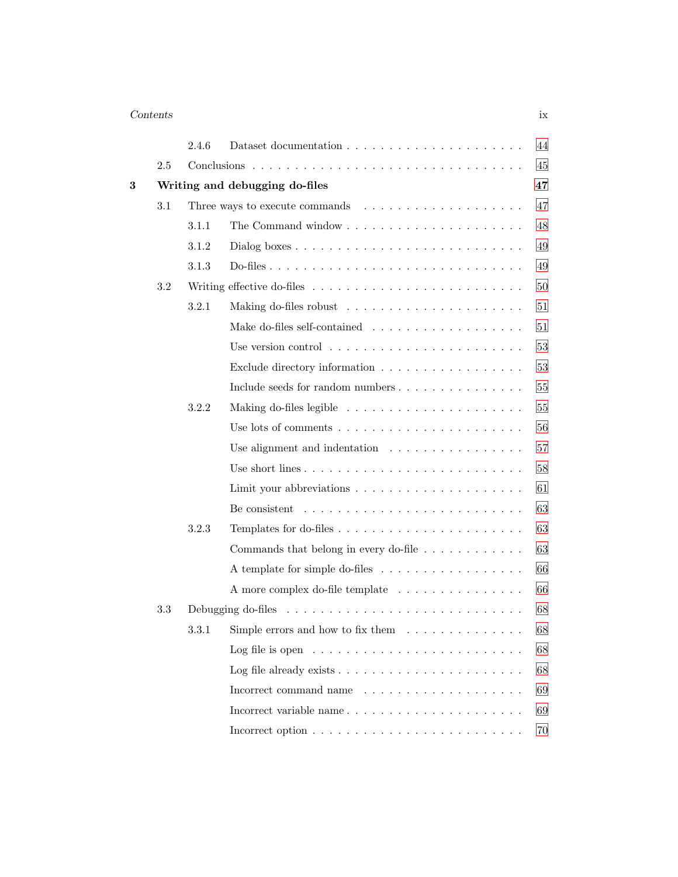2.4.6 Dataset documentation . . . . . . . . . . . . . . . . . . . . 44

2.5 Conclusions . . . . . . . . . . . . . . . . . . . . . . . . . . . . . 45

**3 Writing and debugging do-files** **47**

3.1 Three ways to execute commands . . . . . . . . . . . . . . . . . 47

3.1.1 The Command window . . . . . . . . . . . . . . . . . . . . 48

3.1.2 Dialog boxes . . . . . . . . . . . . . . . . . . . . . . . . . 49

3.1.3 Do-files . . . . . . . . . . . . . . . . . . . . . . . . . . . . 49

3.2 Writing effective do-files . . . . . . . . . . . . . . . . . . . . . . 50

3.2.1 Making do-files robust . . . . . . . . . . . . . . . . . . . . 51

Make do-files self-contained . . . . . . . . . . . . . . . . . 51

Use version control . . . . . . . . . . . . . . . . . . . . . 53

Exclude directory information . . . . . . . . . . . . . . . . 53

Include seeds for random numbers . . . . . . . . . . . . . . 55

3.2.2 Making do-files legible . . . . . . . . . . . . . . . . . . . . 55

Use lots of comments . . . . . . . . . . . . . . . . . . . . . 56

Use alignment and indentation . . . . . . . . . . . . . . . . 57

Use short lines . . . . . . . . . . . . . . . . . . . . . . . . 58

Limit your abbreviations . . . . . . . . . . . . . . . . . . . 61

Be consistent . . . . . . . . . . . . . . . . . . . . . . . . . 63

3.2.3 Templates for do-files . . . . . . . . . . . . . . . . . . . . 63

Commands that belong in every do-file . . . . . . . . . . . 63

A template for simple do-files . . . . . . . . . . . . . . . . 66

A more complex do-file template . . . . . . . . . . . . . . . 66

3.3 Debugging do-files . . . . . . . . . . . . . . . . . . . . . . . . . 68

3.3.1 Simple errors and how to fix them . . . . . . . . . . . . . 68

Log file is open . . . . . . . . . . . . . . . . . . . . . . . . 68

Log file already exists . . . . . . . . . . . . . . . . . . . . 68

Incorrect command name . . . . . . . . . . . . . . . . . . . 69

Incorrect variable name . . . . . . . . . . . . . . . . . . . . 69

Incorrect option . . . . . . . . . . . . . . . . . . . . . . . . 70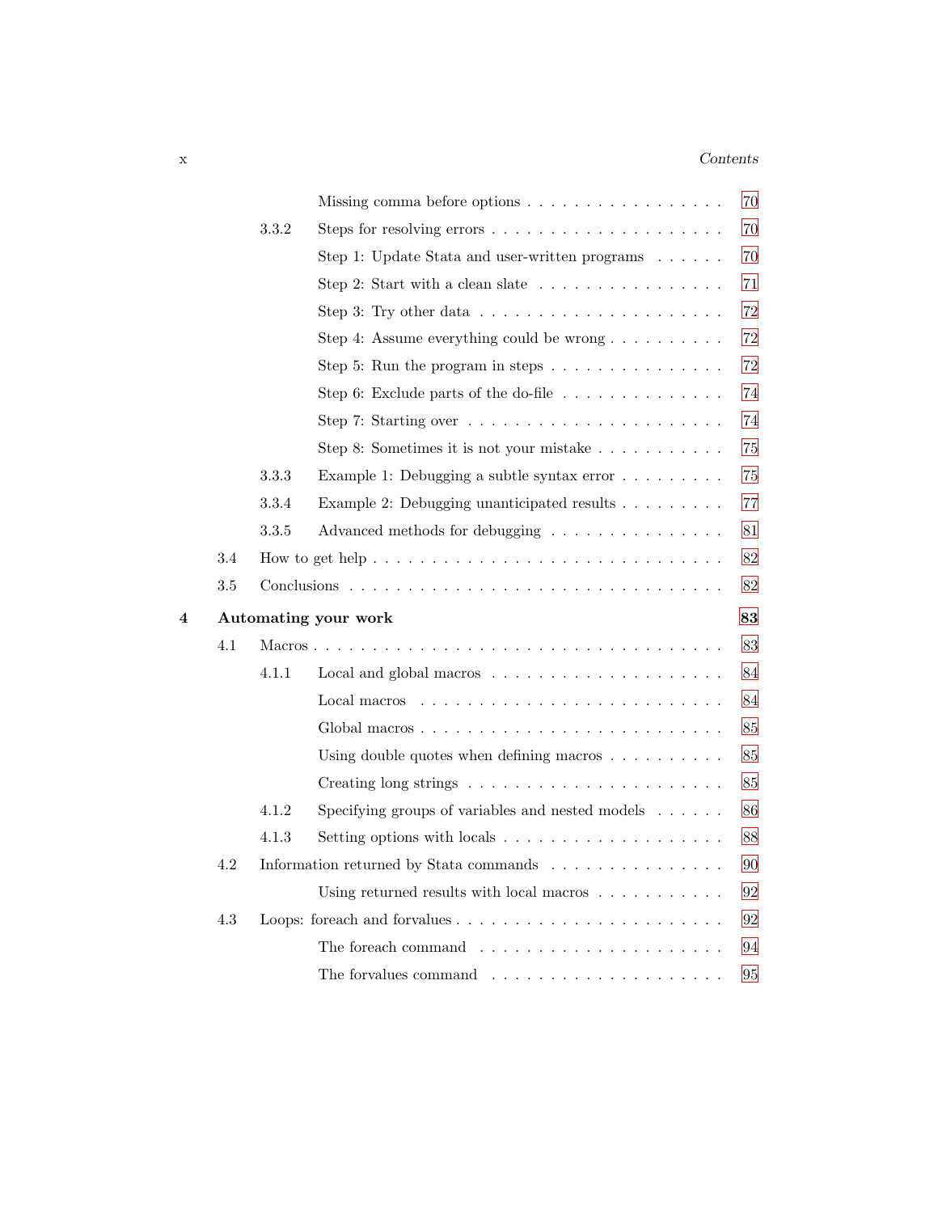Missing comma before options . . . . . . . . . . . . . . . . . . 70

3.3.2 Steps for resolving errors . . . . . . . . . . . . . . . . . . . . 70

Step 1: Update Stata and user-written programs . . . . . . 70

Step 2: Start with a clean slate . . . . . . . . . . . . . . . . 71

Step 3: Try other data . . . . . . . . . . . . . . . . . . . . . 72

Step 4: Assume everything could be wrong . . . . . . . . . . 72

Step 5: Run the program in steps . . . . . . . . . . . . . . . 72

Step 6: Exclude parts of the do-file . . . . . . . . . . . . . . 74

Step 7: Starting over . . . . . . . . . . . . . . . . . . . . . . 74

Step 8: Sometimes it is not your mistake . . . . . . . . . . . 75

3.3.3 Example 1: Debugging a subtle syntax error . . . . . . . . . 75

3.3.4 Example 2: Debugging unanticipated results . . . . . . . . . 77

3.3.5 Advanced methods for debugging . . . . . . . . . . . . . . . 81

3.4 How to get help . . . . . . . . . . . . . . . . . . . . . . . . . . . 82

3.5 Conclusions . . . . . . . . . . . . . . . . . . . . . . . . . . . . . 82

**4 Automating your work** **83**

4.1 Macros . . . . . . . . . . . . . . . . . . . . . . . . . . . . . . . . 83

4.1.1 Local and global macros . . . . . . . . . . . . . . . . . . . . 84

Local macros . . . . . . . . . . . . . . . . . . . . . . . . . . 84

Global macros . . . . . . . . . . . . . . . . . . . . . . . . . . 85

Using double quotes when defining macros . . . . . . . . . . 85

Creating long strings . . . . . . . . . . . . . . . . . . . . . . 85

4.1.2 Specifying groups of variables and nested models . . . . . . 86

4.1.3 Setting options with locals . . . . . . . . . . . . . . . . . . . 88

4.2 Information returned by Stata commands . . . . . . . . . . . . . . 90

Using returned results with local macros . . . . . . . . . . . 92

4.3 Loops: foreach and forvalues . . . . . . . . . . . . . . . . . . . . . 92

The foreach command . . . . . . . . . . . . . . . . . . . . . 94

The forvalues command . . . . . . . . . . . . . . . . . . . . 95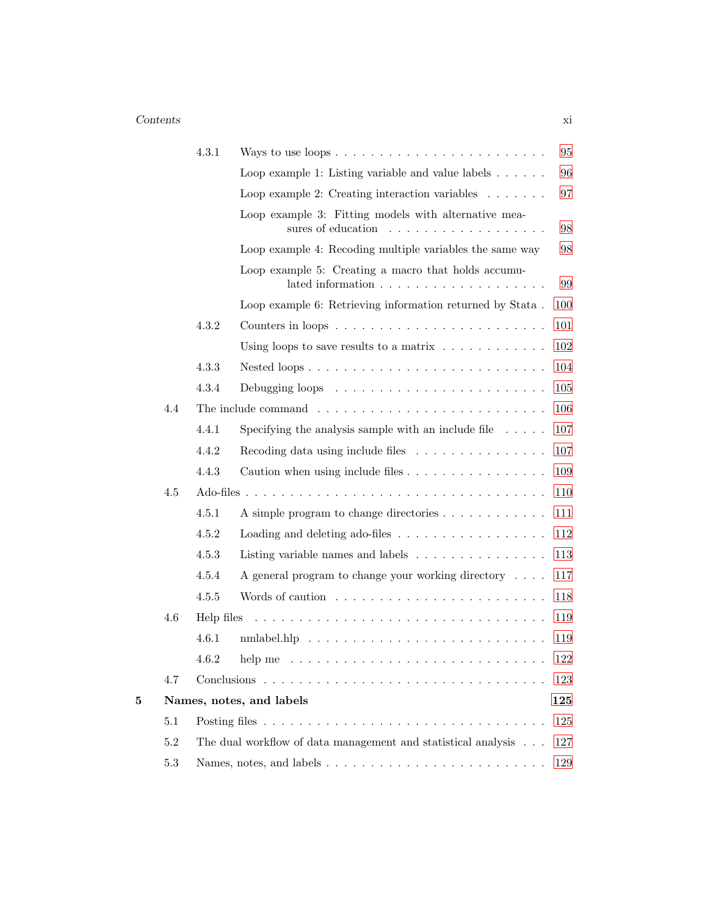| | | | |
|---|---|---|---|
| | 4.3.1 | Ways to use loops | 95 |
| | | Loop example 1: Listing variable and value labels | 96 |
| | | Loop example 2: Creating interaction variables | 97 |
| | | Loop example 3: Fitting models with alternative measures of education | 98 |
| | | Loop example 4: Recoding multiple variables the same way | 98 |
| | | Loop example 5: Creating a macro that holds accumulated information | 99 |
| | | Loop example 6: Retrieving information returned by Stata | 100 |
| | 4.3.2 | Counters in loops | 101 |
| | | Using loops to save results to a matrix | 102 |
| | 4.3.3 | Nested loops | 104 |
| | 4.3.4 | Debugging loops | 105 |
| 4.4 | The include command | | 106 |
| | 4.4.1 | Specifying the analysis sample with an include file | 107 |
| | 4.4.2 | Recoding data using include files | 107 |
| | 4.4.3 | Caution when using include files | 109 |
| 4.5 | Ado-files | | 110 |
| | 4.5.1 | A simple program to change directories | 111 |
| | 4.5.2 | Loading and deleting ado-files | 112 |
| | 4.5.3 | Listing variable names and labels | 113 |
| | 4.5.4 | A general program to change your working directory | 117 |
| | 4.5.5 | Words of caution | 118 |
| 4.6 | Help files | | 119 |
| | 4.6.1 | nmlabel.hlp | 119 |
| | 4.6.2 | help me | 122 |
| 4.7 | Conclusions | | 123 |

**5 Names, notes, and labels** **125**

| | | |
|---|---|---|
| 5.1 | Posting files | 125 |
| 5.2 | The dual workflow of data management and statistical analysis | 127 |
| 5.3 | Names, notes, and labels | 129 |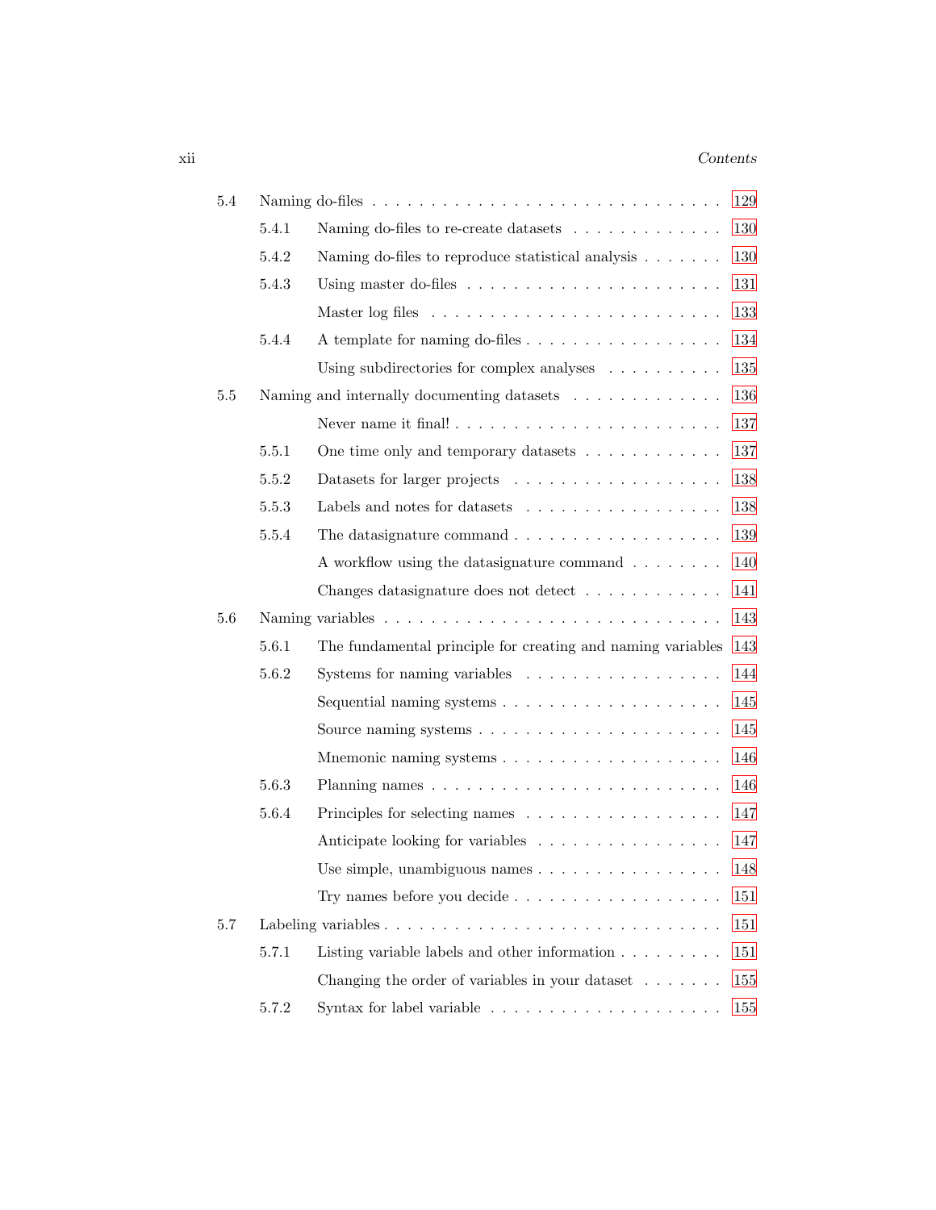| | | |
|---|---|---|
| 5.4 | Naming do-files | 129 |
| 5.4.1 | Naming do-files to re-create datasets | 130 |
| 5.4.2 | Naming do-files to reproduce statistical analysis | 130 |
| 5.4.3 | Using master do-files | 131 |
| | Master log files | 133 |
| 5.4.4 | A template for naming do-files | 134 |
| | Using subdirectories for complex analyses | 135 |
| 5.5 | Naming and internally documenting datasets | 136 |
| | Never name it final! | 137 |
| 5.5.1 | One time only and temporary datasets | 137 |
| 5.5.2 | Datasets for larger projects | 138 |
| 5.5.3 | Labels and notes for datasets | 138 |
| 5.5.4 | The datasignature command | 139 |
| | A workflow using the datasignature command | 140 |
| | Changes datasignature does not detect | 141 |
| 5.6 | Naming variables | 143 |
| 5.6.1 | The fundamental principle for creating and naming variables | 143 |
| 5.6.2 | Systems for naming variables | 144 |
| | Sequential naming systems | 145 |
| | Source naming systems | 145 |
| | Mnemonic naming systems | 146 |
| 5.6.3 | Planning names | 146 |
| 5.6.4 | Principles for selecting names | 147 |
| | Anticipate looking for variables | 147 |
| | Use simple, unambiguous names | 148 |
| | Try names before you decide | 151 |
| 5.7 | Labeling variables | 151 |
| 5.7.1 | Listing variable labels and other information | 151 |
| | Changing the order of variables in your dataset | 155 |
| 5.7.2 | Syntax for label variable | 155 |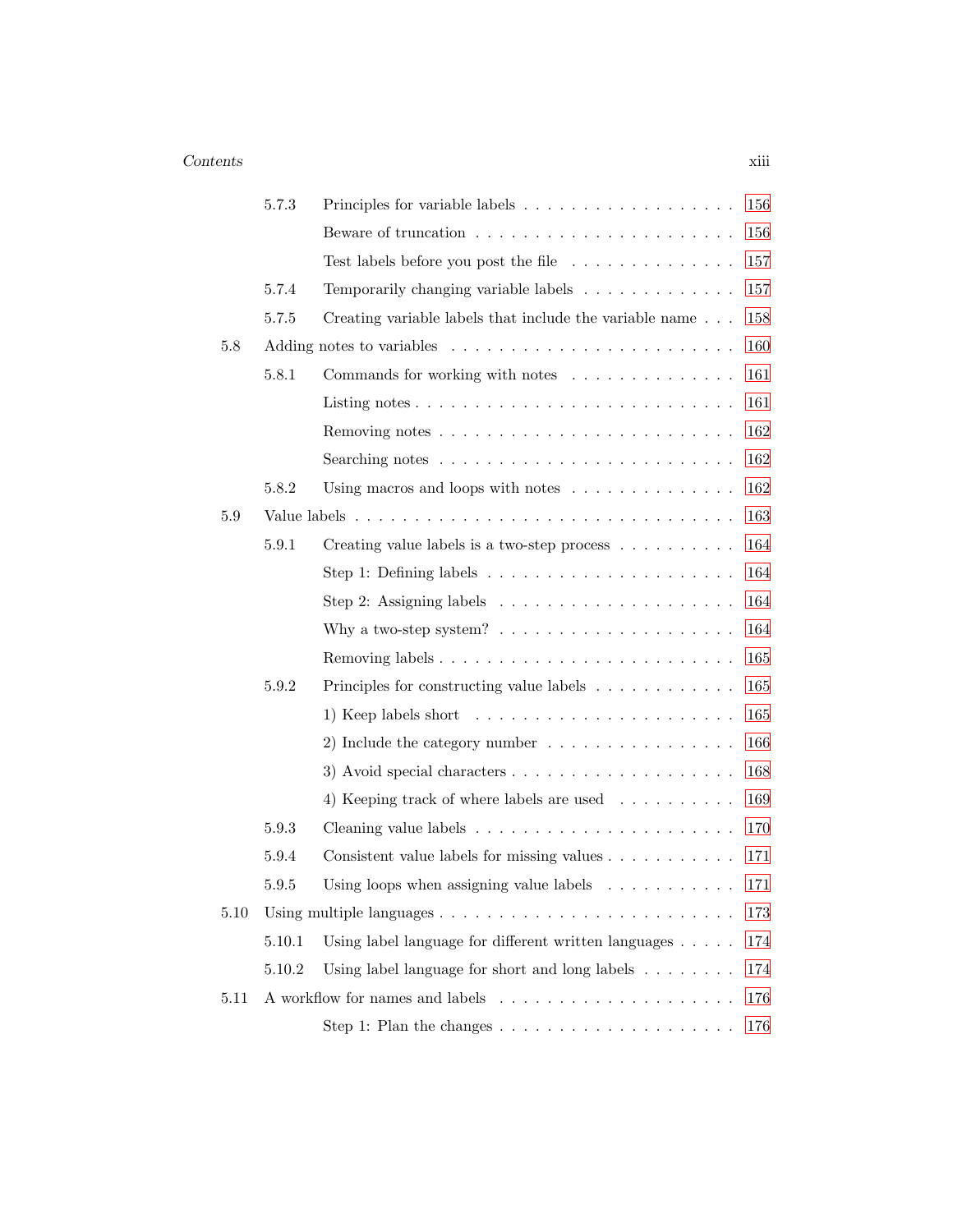- 5.7.3 Principles for variable labels . . . . . . . . . . . . . . . . . . 156
  - Beware of truncation . . . . . . . . . . . . . . . . . . . . . . 156
  - Test labels before you post the file . . . . . . . . . . . . . . 157
- 5.7.4 Temporarily changing variable labels . . . . . . . . . . . . . 157
- 5.7.5 Creating variable labels that include the variable name . . . 158

5.8 Adding notes to variables . . . . . . . . . . . . . . . . . . . . . . 160

- 5.8.1 Commands for working with notes . . . . . . . . . . . . . . 161
  - Listing notes . . . . . . . . . . . . . . . . . . . . . . . . . . 161
  - Removing notes . . . . . . . . . . . . . . . . . . . . . . . . . 162
  - Searching notes . . . . . . . . . . . . . . . . . . . . . . . . . 162
- 5.8.2 Using macros and loops with notes . . . . . . . . . . . . . . 162

5.9 Value labels . . . . . . . . . . . . . . . . . . . . . . . . . . . . . 163

- 5.9.1 Creating value labels is a two-step process . . . . . . . . . . 164
  - Step 1: Defining labels . . . . . . . . . . . . . . . . . . . . . 164
  - Step 2: Assigning labels . . . . . . . . . . . . . . . . . . . . 164
  - Why a two-step system? . . . . . . . . . . . . . . . . . . . . 164
  - Removing labels . . . . . . . . . . . . . . . . . . . . . . . . . 165
- 5.9.2 Principles for constructing value labels . . . . . . . . . . . . 165
  - 1) Keep labels short . . . . . . . . . . . . . . . . . . . . . . 165
  - 2) Include the category number . . . . . . . . . . . . . . . . 166
  - 3) Avoid special characters . . . . . . . . . . . . . . . . . . . 168
  - 4) Keeping track of where labels are used . . . . . . . . . . 169
- 5.9.3 Cleaning value labels . . . . . . . . . . . . . . . . . . . . . . 170
- 5.9.4 Consistent value labels for missing values . . . . . . . . . . . 171
- 5.9.5 Using loops when assigning value labels . . . . . . . . . . . 171

5.10 Using multiple languages . . . . . . . . . . . . . . . . . . . . . . . 173

- 5.10.1 Using label language for different written languages . . . . . 174
- 5.10.2 Using label language for short and long labels . . . . . . . . 174

5.11 A workflow for names and labels . . . . . . . . . . . . . . . . . . . 176

- Step 1: Plan the changes . . . . . . . . . . . . . . . . . . . . 176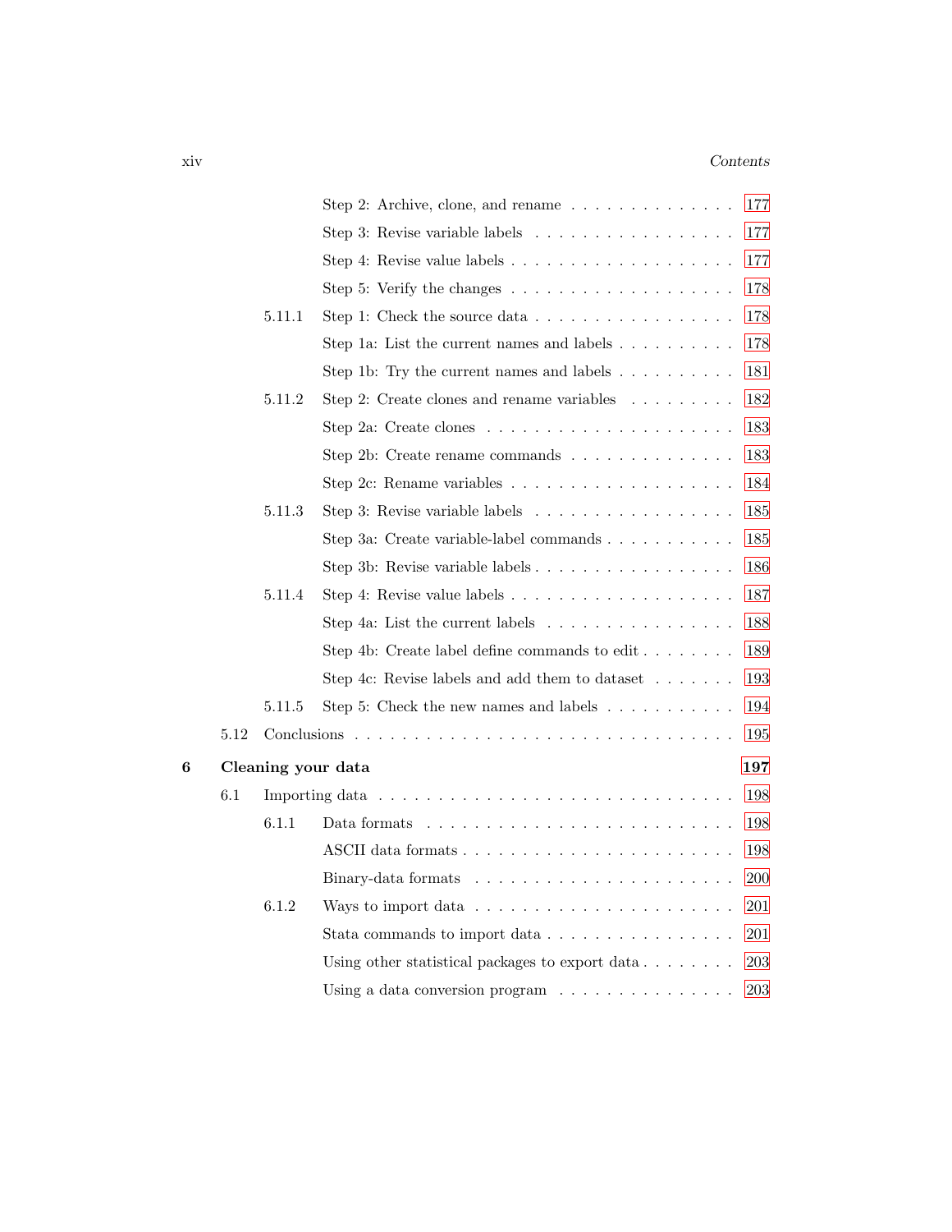Step 2: Archive, clone, and rename . . . . . . . . . . . . . . 177

Step 3: Revise variable labels . . . . . . . . . . . . . . . . . 177

Step 4: Revise value labels . . . . . . . . . . . . . . . . . . . 177

Step 5: Verify the changes . . . . . . . . . . . . . . . . . . . 178

5.11.1 Step 1: Check the source data . . . . . . . . . . . . . . . . . 178

Step 1a: List the current names and labels . . . . . . . . . . 178

Step 1b: Try the current names and labels . . . . . . . . . . 181

5.11.2 Step 2: Create clones and rename variables . . . . . . . . . 182

Step 2a: Create clones . . . . . . . . . . . . . . . . . . . . . 183

Step 2b: Create rename commands . . . . . . . . . . . . . . 183

Step 2c: Rename variables . . . . . . . . . . . . . . . . . . . 184

5.11.3 Step 3: Revise variable labels . . . . . . . . . . . . . . . . . 185

Step 3a: Create variable-label commands . . . . . . . . . . . 185

Step 3b: Revise variable labels . . . . . . . . . . . . . . . . . 186

5.11.4 Step 4: Revise value labels . . . . . . . . . . . . . . . . . . . 187

Step 4a: List the current labels . . . . . . . . . . . . . . . . 188

Step 4b: Create label define commands to edit . . . . . . . . 189

Step 4c: Revise labels and add them to dataset . . . . . . . 193

5.11.5 Step 5: Check the new names and labels . . . . . . . . . . . 194

5.12 Conclusions . . . . . . . . . . . . . . . . . . . . . . . . . . . . . . 195

**6 Cleaning your data** **197**

6.1 Importing data . . . . . . . . . . . . . . . . . . . . . . . . . . . . 198

6.1.1 Data formats . . . . . . . . . . . . . . . . . . . . . . . . . . 198

ASCII data formats . . . . . . . . . . . . . . . . . . . . . . . 198

Binary-data formats . . . . . . . . . . . . . . . . . . . . . . 200

6.1.2 Ways to import data . . . . . . . . . . . . . . . . . . . . . . 201

Stata commands to import data . . . . . . . . . . . . . . . . 201

Using other statistical packages to export data . . . . . . . . 203

Using a data conversion program . . . . . . . . . . . . . . . 203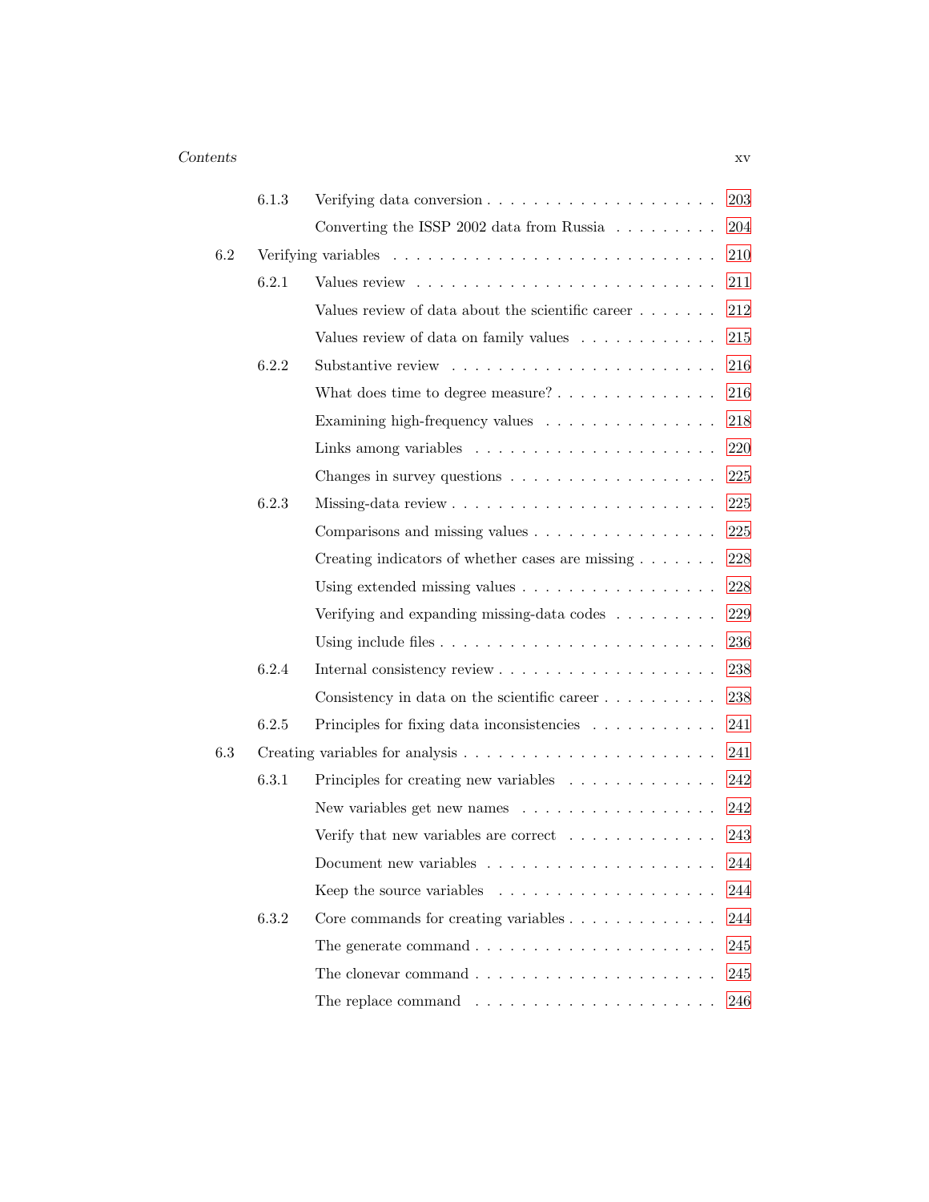6.1.3 Verifying data conversion . . . . . . . . . . . . . . . . . . . . 203

Converting the ISSP 2002 data from Russia . . . . . . . . . 204

6.2 Verifying variables . . . . . . . . . . . . . . . . . . . . . . . . . . . 210

6.2.1 Values review . . . . . . . . . . . . . . . . . . . . . . . . . 211

Values review of data about the scientific career . . . . . . . 212

Values review of data on family values . . . . . . . . . . . . 215

6.2.2 Substantive review . . . . . . . . . . . . . . . . . . . . . . 216

What does time to degree measure? . . . . . . . . . . . . . . 216

Examining high-frequency values . . . . . . . . . . . . . . . 218

Links among variables . . . . . . . . . . . . . . . . . . . . 220

Changes in survey questions . . . . . . . . . . . . . . . . . . 225

6.2.3 Missing-data review . . . . . . . . . . . . . . . . . . . . . . 225

Comparisons and missing values . . . . . . . . . . . . . . . . 225

Creating indicators of whether cases are missing . . . . . . . 228

Using extended missing values . . . . . . . . . . . . . . . . . 228

Verifying and expanding missing-data codes . . . . . . . . . 229

Using include files . . . . . . . . . . . . . . . . . . . . . . . 236

6.2.4 Internal consistency review . . . . . . . . . . . . . . . . . . 238

Consistency in data on the scientific career . . . . . . . . . . 238

6.2.5 Principles for fixing data inconsistencies . . . . . . . . . . . 241

6.3 Creating variables for analysis . . . . . . . . . . . . . . . . . . . . . 241

6.3.1 Principles for creating new variables . . . . . . . . . . . . . 242

New variables get new names . . . . . . . . . . . . . . . . . 242

Verify that new variables are correct . . . . . . . . . . . . . 243

Document new variables . . . . . . . . . . . . . . . . . . . . 244

Keep the source variables . . . . . . . . . . . . . . . . . . . 244

6.3.2 Core commands for creating variables . . . . . . . . . . . . . 244

The generate command . . . . . . . . . . . . . . . . . . . . . 245

The clonevar command . . . . . . . . . . . . . . . . . . . . . 245

The replace command . . . . . . . . . . . . . . . . . . . . . 246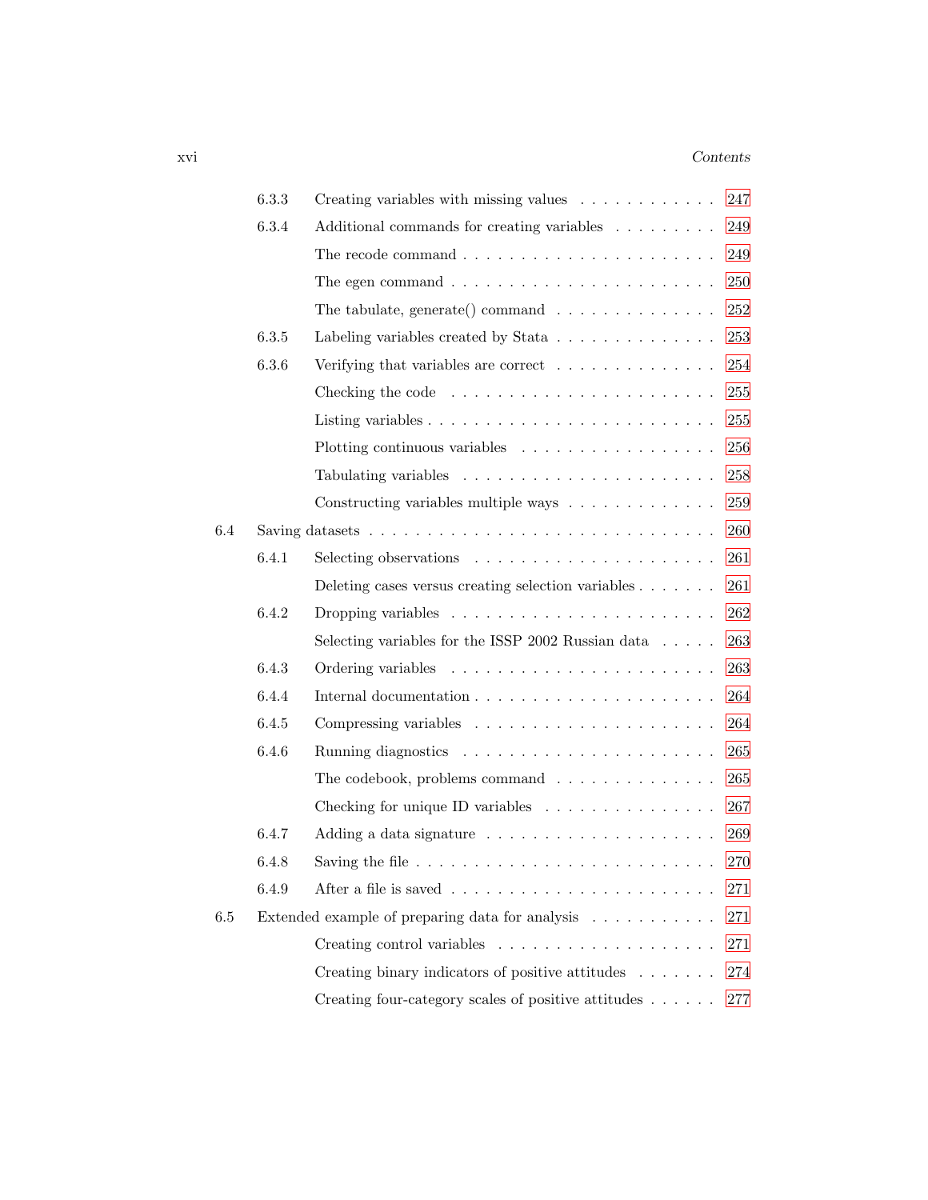6.3.3 Creating variables with missing values . . . . . . . . . . . . 247

6.3.4 Additional commands for creating variables . . . . . . . . . 249

The recode command . . . . . . . . . . . . . . . . . . . . . 249

The egen command . . . . . . . . . . . . . . . . . . . . . 250

The tabulate, generate() command . . . . . . . . . . . . . . 252

6.3.5 Labeling variables created by Stata . . . . . . . . . . . . . 253

6.3.6 Verifying that variables are correct . . . . . . . . . . . . . 254

Checking the code . . . . . . . . . . . . . . . . . . . . . 255

Listing variables . . . . . . . . . . . . . . . . . . . . . . 255

Plotting continuous variables . . . . . . . . . . . . . . . . 256

Tabulating variables . . . . . . . . . . . . . . . . . . . . 258

Constructing variables multiple ways . . . . . . . . . . . . 259

6.4 Saving datasets . . . . . . . . . . . . . . . . . . . . . . . . . . . 260

6.4.1 Selecting observations . . . . . . . . . . . . . . . . . . . . 261

Deleting cases versus creating selection variables . . . . . . . 261

6.4.2 Dropping variables . . . . . . . . . . . . . . . . . . . . . 262

Selecting variables for the ISSP 2002 Russian data . . . . . 263

6.4.3 Ordering variables . . . . . . . . . . . . . . . . . . . . . 263

6.4.4 Internal documentation . . . . . . . . . . . . . . . . . . . 264

6.4.5 Compressing variables . . . . . . . . . . . . . . . . . . . 264

6.4.6 Running diagnostics . . . . . . . . . . . . . . . . . . . . 265

The codebook, problems command . . . . . . . . . . . . . . 265

Checking for unique ID variables . . . . . . . . . . . . . . . 267

6.4.7 Adding a data signature . . . . . . . . . . . . . . . . . . 269

6.4.8 Saving the file . . . . . . . . . . . . . . . . . . . . . . . 270

6.4.9 After a file is saved . . . . . . . . . . . . . . . . . . . . . 271

6.5 Extended example of preparing data for analysis . . . . . . . . . . . 271

Creating control variables . . . . . . . . . . . . . . . . . . . 271

Creating binary indicators of positive attitudes . . . . . . . 274

Creating four-category scales of positive attitudes . . . . . . 277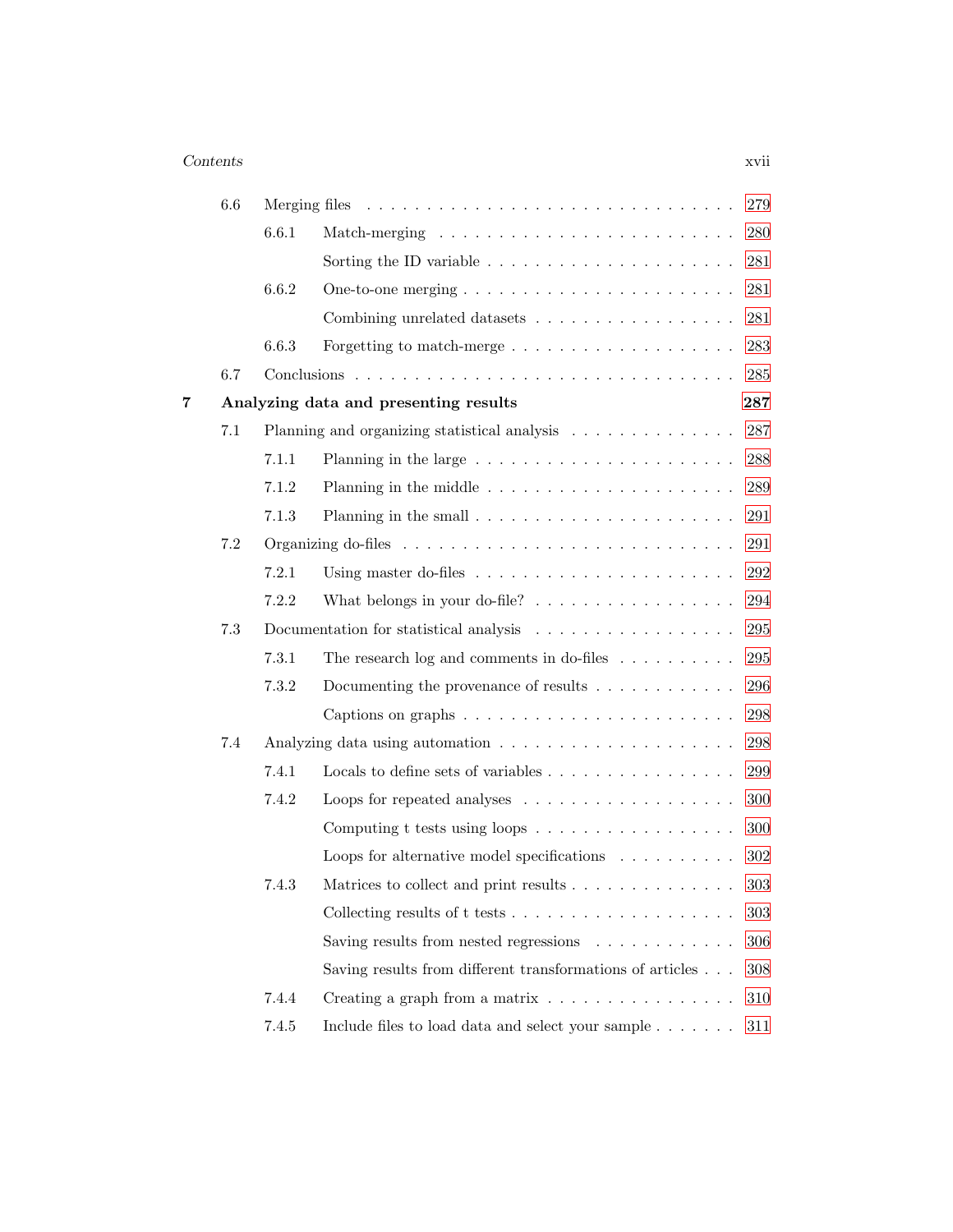- 6.6 Merging files . . . . . 279
  - 6.6.1 Match-merging . . . . . 280
    - Sorting the ID variable . . . . . 281
  - 6.6.2 One-to-one merging . . . . . 281
    - Combining unrelated datasets . . . . . 281
  - 6.6.3 Forgetting to match-merge . . . . . 283
- 6.7 Conclusions . . . . . 285

**7 Analyzing data and presenting results** **287**

- 7.1 Planning and organizing statistical analysis . . . . . 287
  - 7.1.1 Planning in the large . . . . . 288
  - 7.1.2 Planning in the middle . . . . . 289
  - 7.1.3 Planning in the small . . . . . 291
- 7.2 Organizing do-files . . . . . 291
  - 7.2.1 Using master do-files . . . . . 292
  - 7.2.2 What belongs in your do-file? . . . . . 294
- 7.3 Documentation for statistical analysis . . . . . 295
  - 7.3.1 The research log and comments in do-files . . . . . 295
  - 7.3.2 Documenting the provenance of results . . . . . 296
    - Captions on graphs . . . . . 298
- 7.4 Analyzing data using automation . . . . . 298
  - 7.4.1 Locals to define sets of variables . . . . . 299
  - 7.4.2 Loops for repeated analyses . . . . . 300
    - Computing t tests using loops . . . . . 300
    - Loops for alternative model specifications . . . . . 302
  - 7.4.3 Matrices to collect and print results . . . . . 303
    - Collecting results of t tests . . . . . 303
    - Saving results from nested regressions . . . . . 306
    - Saving results from different transformations of articles . . . . . 308
  - 7.4.4 Creating a graph from a matrix . . . . . 310
  - 7.4.5 Include files to load data and select your sample . . . . . 311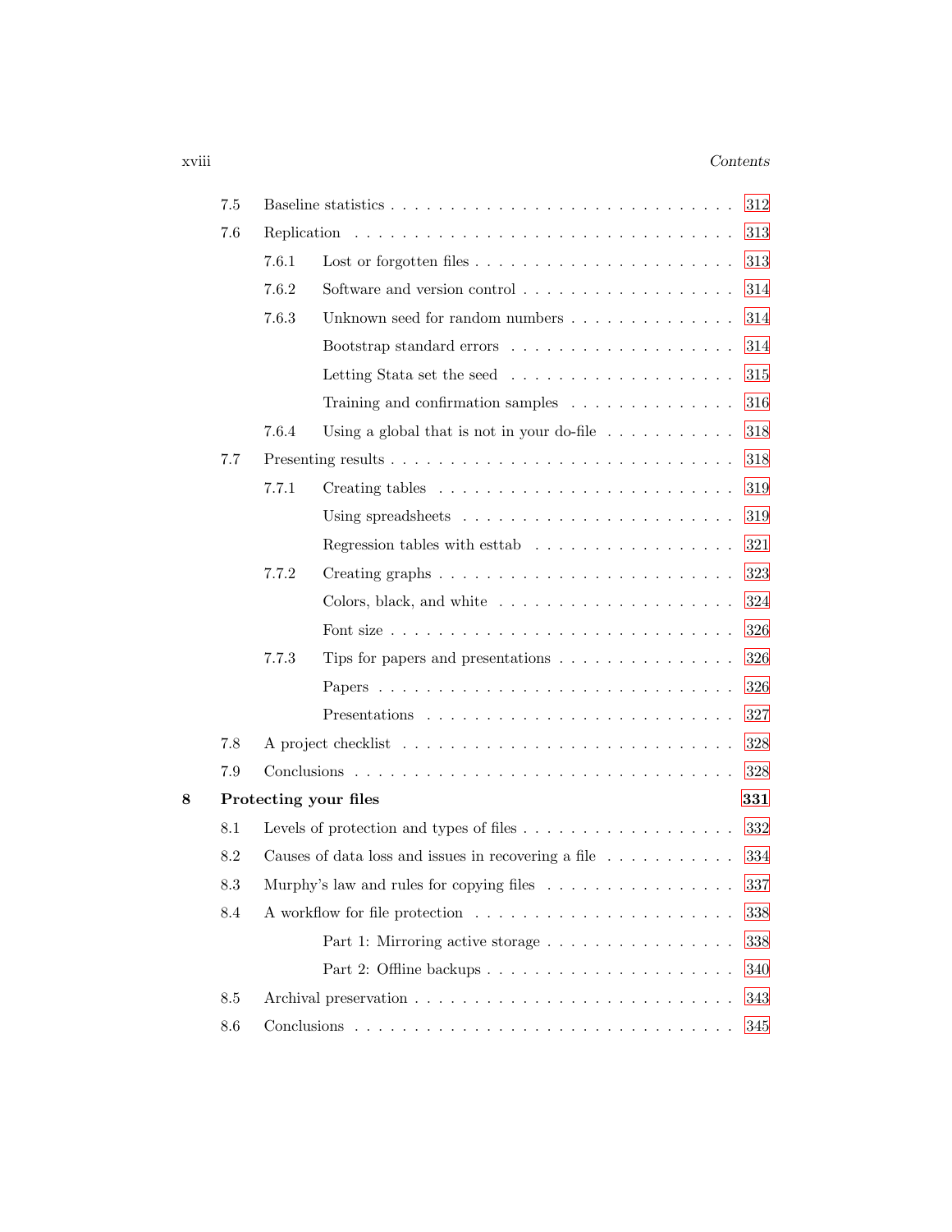- 7.5 Baseline statistics . . . . . 312
- 7.6 Replication . . . . . 313
  - 7.6.1 Lost or forgotten files . . . . . 313
  - 7.6.2 Software and version control . . . . . 314
  - 7.6.3 Unknown seed for random numbers . . . . . 314
    - Bootstrap standard errors . . . . . 314
    - Letting Stata set the seed . . . . . 315
    - Training and confirmation samples . . . . . 316
  - 7.6.4 Using a global that is not in your do-file . . . . . 318
- 7.7 Presenting results . . . . . 318
  - 7.7.1 Creating tables . . . . . 319
    - Using spreadsheets . . . . . 319
    - Regression tables with esttab . . . . . 321
  - 7.7.2 Creating graphs . . . . . 323
    - Colors, black, and white . . . . . 324
    - Font size . . . . . 326
  - 7.7.3 Tips for papers and presentations . . . . . 326
    - Papers . . . . . 326
    - Presentations . . . . . 327
- 7.8 A project checklist . . . . . 328
- 7.9 Conclusions . . . . . 328

**8 Protecting your files** **331**

- 8.1 Levels of protection and types of files . . . . . 332
- 8.2 Causes of data loss and issues in recovering a file . . . . . 334
- 8.3 Murphy's law and rules for copying files . . . . . 337
- 8.4 A workflow for file protection . . . . . 338
  - Part 1: Mirroring active storage . . . . . 338
  - Part 2: Offline backups . . . . . 340
- 8.5 Archival preservation . . . . . 343
- 8.6 Conclusions . . . . . 345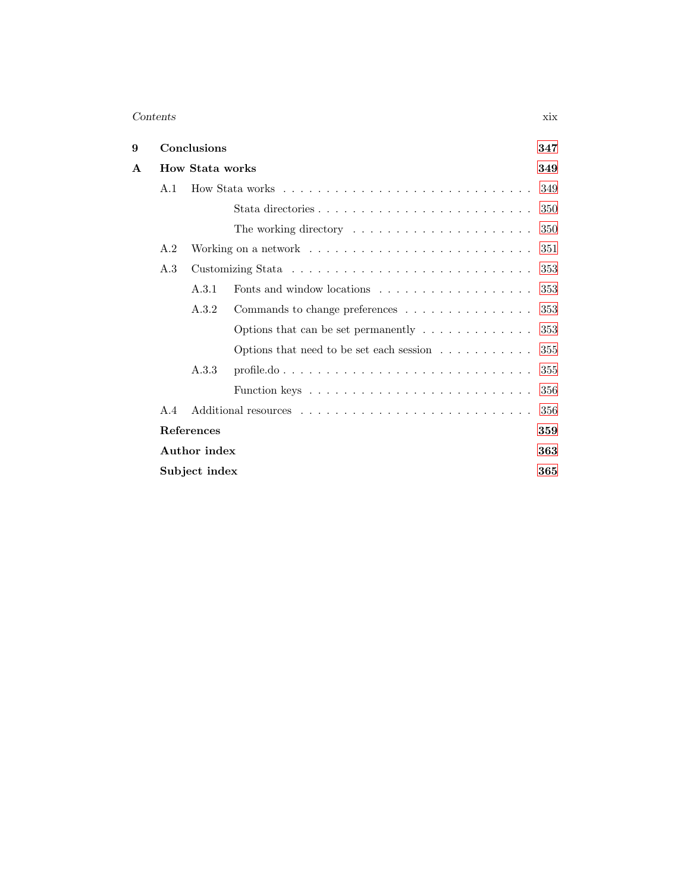**9 Conclusions** **347**

**A How Stata works** **349**

- A.1 How Stata works . . . . . . . . . . . . . . . . . . . . . . . . . . . . . 349
  - Stata directories . . . . . . . . . . . . . . . . . . . . . . . . 350
  - The working directory . . . . . . . . . . . . . . . . . . . . 350
- A.2 Working on a network . . . . . . . . . . . . . . . . . . . . . . . . . 351
- A.3 Customizing Stata . . . . . . . . . . . . . . . . . . . . . . . . . . . . 353
  - A.3.1 Fonts and window locations . . . . . . . . . . . . . . . . . 353
  - A.3.2 Commands to change preferences . . . . . . . . . . . . . . 353
    - Options that can be set permanently . . . . . . . . . . . . 353
    - Options that need to be set each session . . . . . . . . . . 355
  - A.3.3 profile.do . . . . . . . . . . . . . . . . . . . . . . . . . . . 355
    - Function keys . . . . . . . . . . . . . . . . . . . . . . . . 356
- A.4 Additional resources . . . . . . . . . . . . . . . . . . . . . . . . . 356

**References** **359**

**Author index** **363**

**Subject index** **365**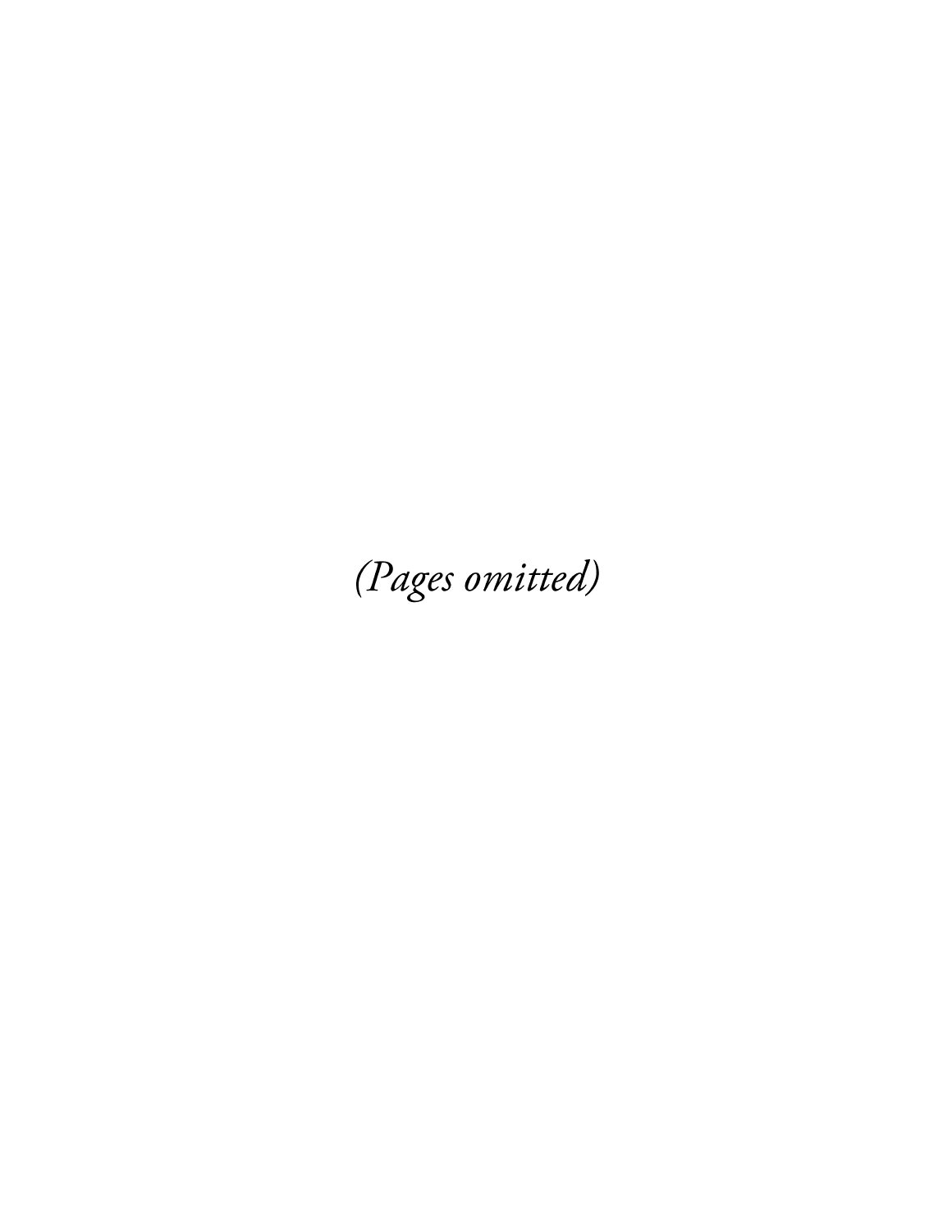*(Pages omitted)*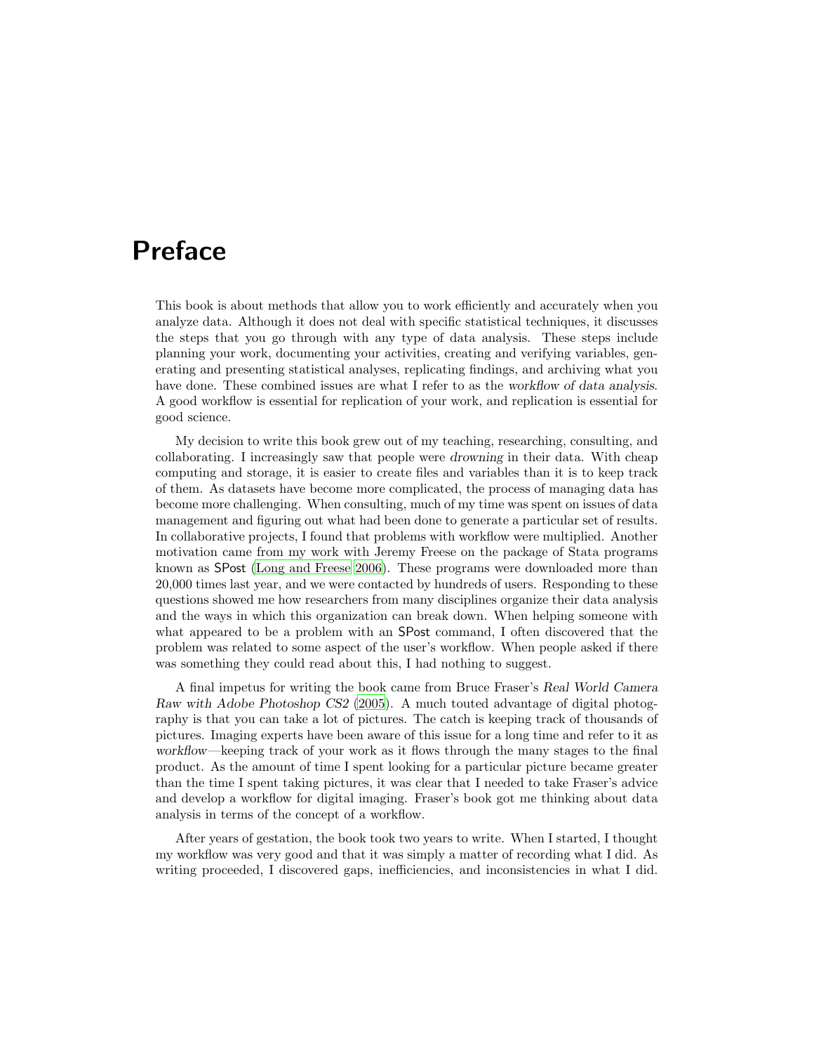# Preface

This book is about methods that allow you to work efficiently and accurately when you analyze data. Although it does not deal with specific statistical techniques, it discusses the steps that you go through with any type of data analysis. These steps include planning your work, documenting your activities, creating and verifying variables, generating and presenting statistical analyses, replicating findings, and archiving what you have done. These combined issues are what I refer to as the *workflow of data analysis*. A good workflow is essential for replication of your work, and replication is essential for good science.

My decision to write this book grew out of my teaching, researching, consulting, and collaborating. I increasingly saw that people were *drowning* in their data. With cheap computing and storage, it is easier to create files and variables than it is to keep track of them. As datasets have become more complicated, the process of managing data has become more challenging. When consulting, much of my time was spent on issues of data management and figuring out what had been done to generate a particular set of results. In collaborative projects, I found that problems with workflow were multiplied. Another motivation came from my work with Jeremy Freese on the package of Stata programs known as SPost (Long and Freese 2006). These programs were downloaded more than 20,000 times last year, and we were contacted by hundreds of users. Responding to these questions showed me how researchers from many disciplines organize their data analysis and the ways in which this organization can break down. When helping someone with what appeared to be a problem with an SPost command, I often discovered that the problem was related to some aspect of the user's workflow. When people asked if there was something they could read about this, I had nothing to suggest.

A final impetus for writing the book came from Bruce Fraser's *Real World Camera Raw with Adobe Photoshop CS2* (2005). A much touted advantage of digital photography is that you can take a lot of pictures. The catch is keeping track of thousands of pictures. Imaging experts have been aware of this issue for a long time and refer to it as *workflow*—keeping track of your work as it flows through the many stages to the final product. As the amount of time I spent looking for a particular picture became greater than the time I spent taking pictures, it was clear that I needed to take Fraser's advice and develop a workflow for digital imaging. Fraser's book got me thinking about data analysis in terms of the concept of a workflow.

After years of gestation, the book took two years to write. When I started, I thought my workflow was very good and that it was simply a matter of recording what I did. As writing proceeded, I discovered gaps, inefficiencies, and inconsistencies in what I did.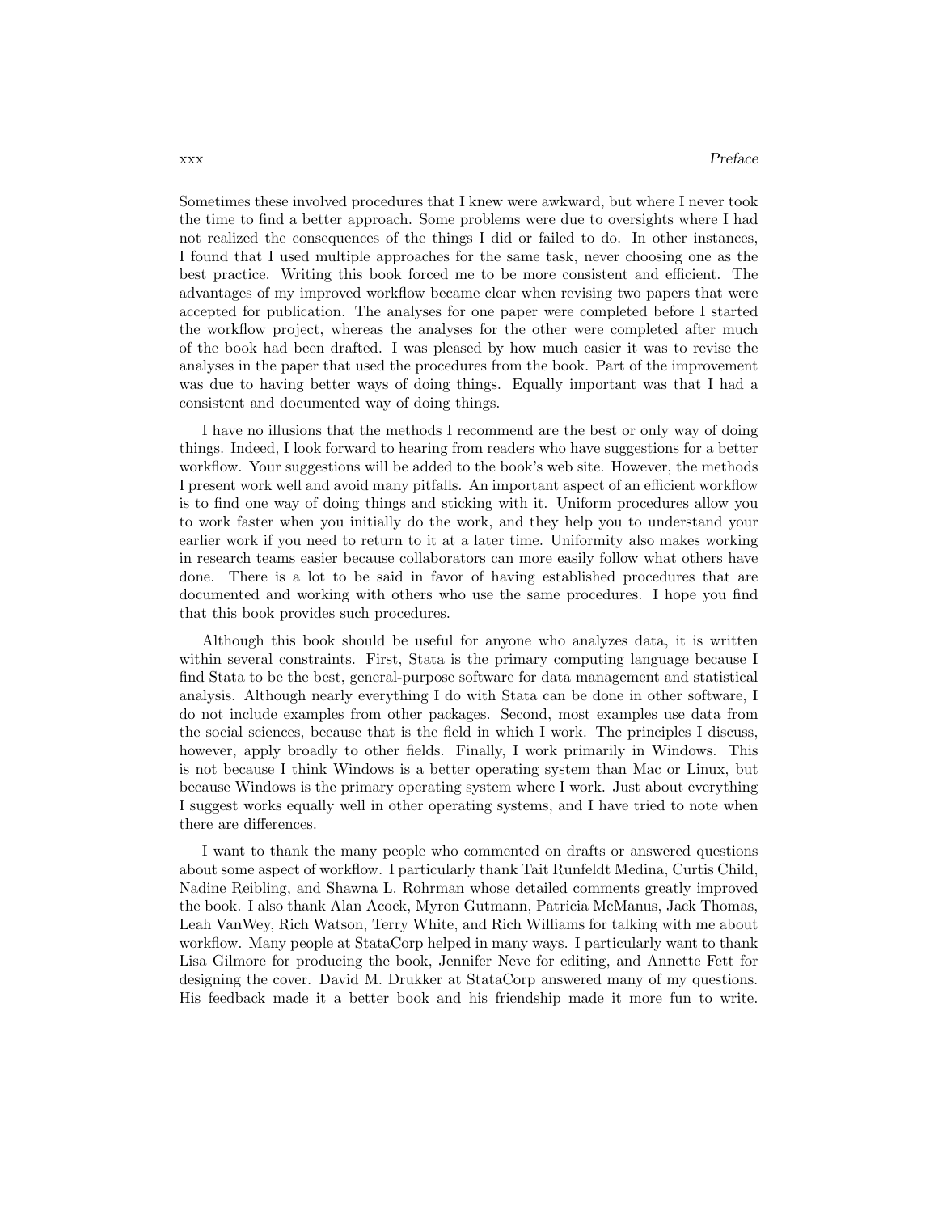Sometimes these involved procedures that I knew were awkward, but where I never took the time to find a better approach. Some problems were due to oversights where I had not realized the consequences of the things I did or failed to do. In other instances, I found that I used multiple approaches for the same task, never choosing one as the best practice. Writing this book forced me to be more consistent and efficient. The advantages of my improved workflow became clear when revising two papers that were accepted for publication. The analyses for one paper were completed before I started the workflow project, whereas the analyses for the other were completed after much of the book had been drafted. I was pleased by how much easier it was to revise the analyses in the paper that used the procedures from the book. Part of the improvement was due to having better ways of doing things. Equally important was that I had a consistent and documented way of doing things.

I have no illusions that the methods I recommend are the best or only way of doing things. Indeed, I look forward to hearing from readers who have suggestions for a better workflow. Your suggestions will be added to the book's web site. However, the methods I present work well and avoid many pitfalls. An important aspect of an efficient workflow is to find one way of doing things and sticking with it. Uniform procedures allow you to work faster when you initially do the work, and they help you to understand your earlier work if you need to return to it at a later time. Uniformity also makes working in research teams easier because collaborators can more easily follow what others have done. There is a lot to be said in favor of having established procedures that are documented and working with others who use the same procedures. I hope you find that this book provides such procedures.

Although this book should be useful for anyone who analyzes data, it is written within several constraints. First, Stata is the primary computing language because I find Stata to be the best, general-purpose software for data management and statistical analysis. Although nearly everything I do with Stata can be done in other software, I do not include examples from other packages. Second, most examples use data from the social sciences, because that is the field in which I work. The principles I discuss, however, apply broadly to other fields. Finally, I work primarily in Windows. This is not because I think Windows is a better operating system than Mac or Linux, but because Windows is the primary operating system where I work. Just about everything I suggest works equally well in other operating systems, and I have tried to note when there are differences.

I want to thank the many people who commented on drafts or answered questions about some aspect of workflow. I particularly thank Tait Runfeldt Medina, Curtis Child, Nadine Reibling, and Shawna L. Rohrman whose detailed comments greatly improved the book. I also thank Alan Acock, Myron Gutmann, Patricia McManus, Jack Thomas, Leah VanWey, Rich Watson, Terry White, and Rich Williams for talking with me about workflow. Many people at StataCorp helped in many ways. I particularly want to thank Lisa Gilmore for producing the book, Jennifer Neve for editing, and Annette Fett for designing the cover. David M. Drukker at StataCorp answered many of my questions. His feedback made it a better book and his friendship made it more fun to write.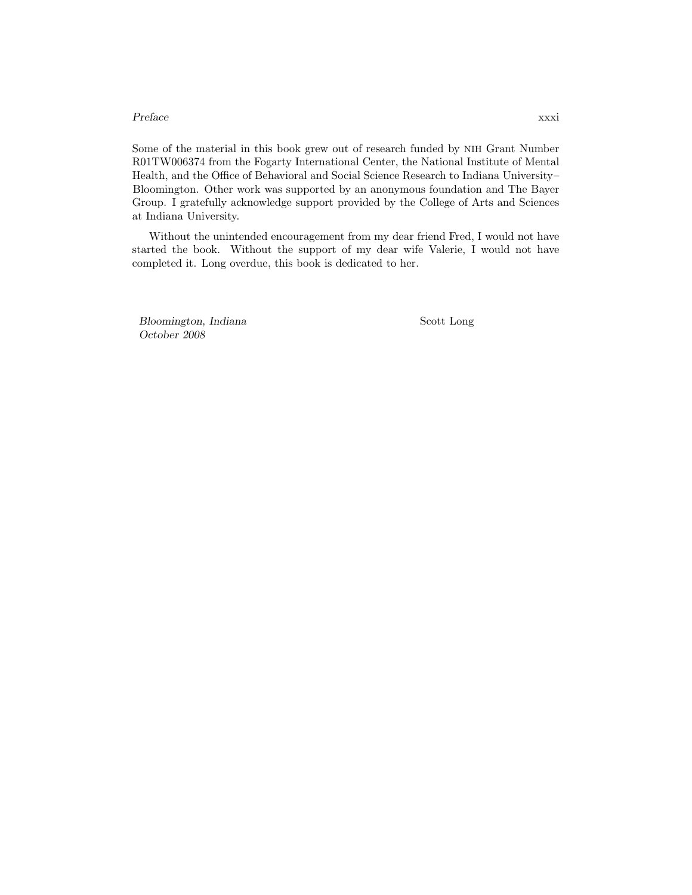Some of the material in this book grew out of research funded by NIH Grant Number R01TW006374 from the Fogarty International Center, the National Institute of Mental Health, and the Office of Behavioral and Social Science Research to Indiana University–Bloomington. Other work was supported by an anonymous foundation and The Bayer Group. I gratefully acknowledge support provided by the College of Arts and Sciences at Indiana University.

Without the unintended encouragement from my dear friend Fred, I would not have started the book. Without the support of my dear wife Valerie, I would not have completed it. Long overdue, this book is dedicated to her.

*Bloomington, Indiana*
*October 2008*

Scott Long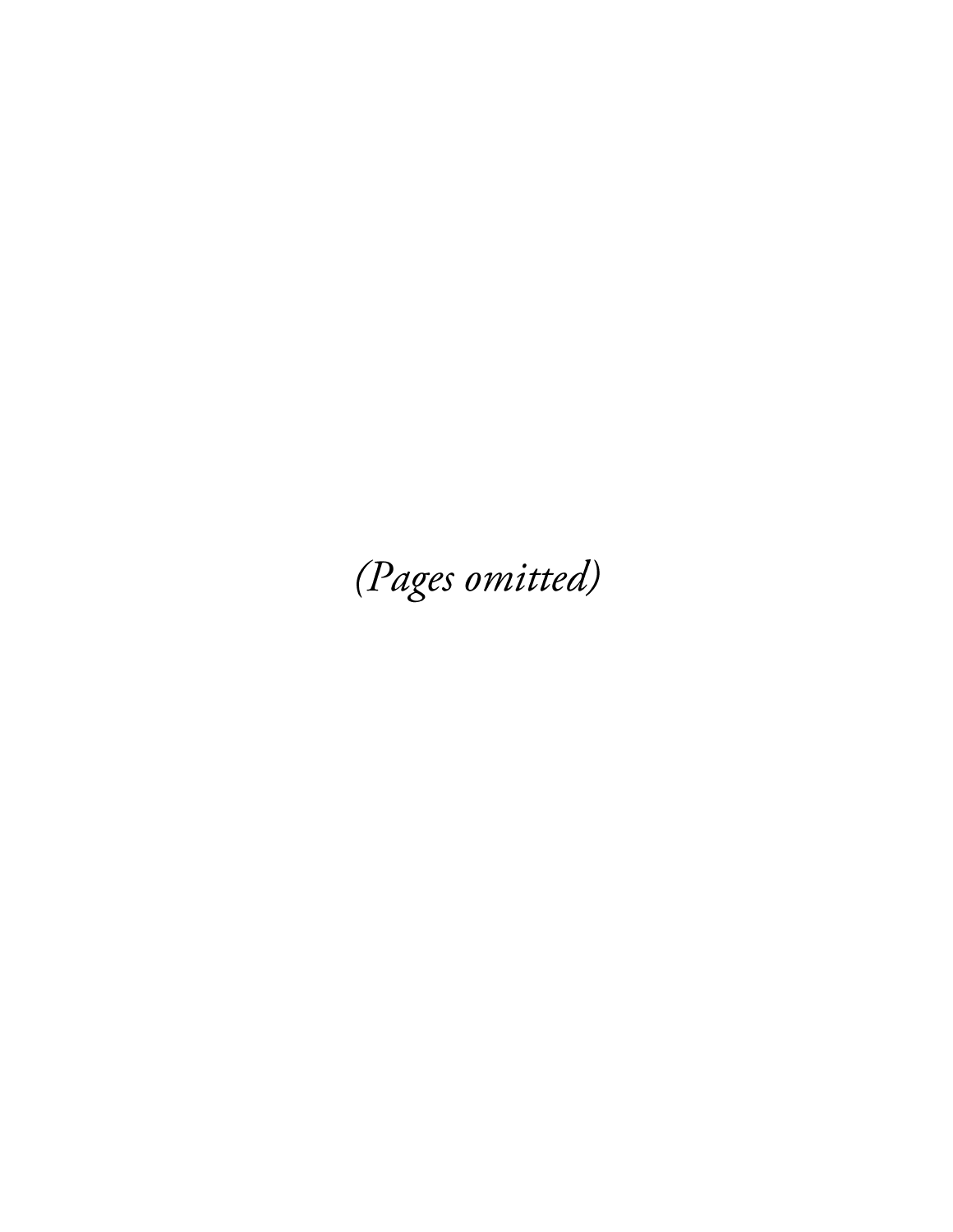*(Pages omitted)*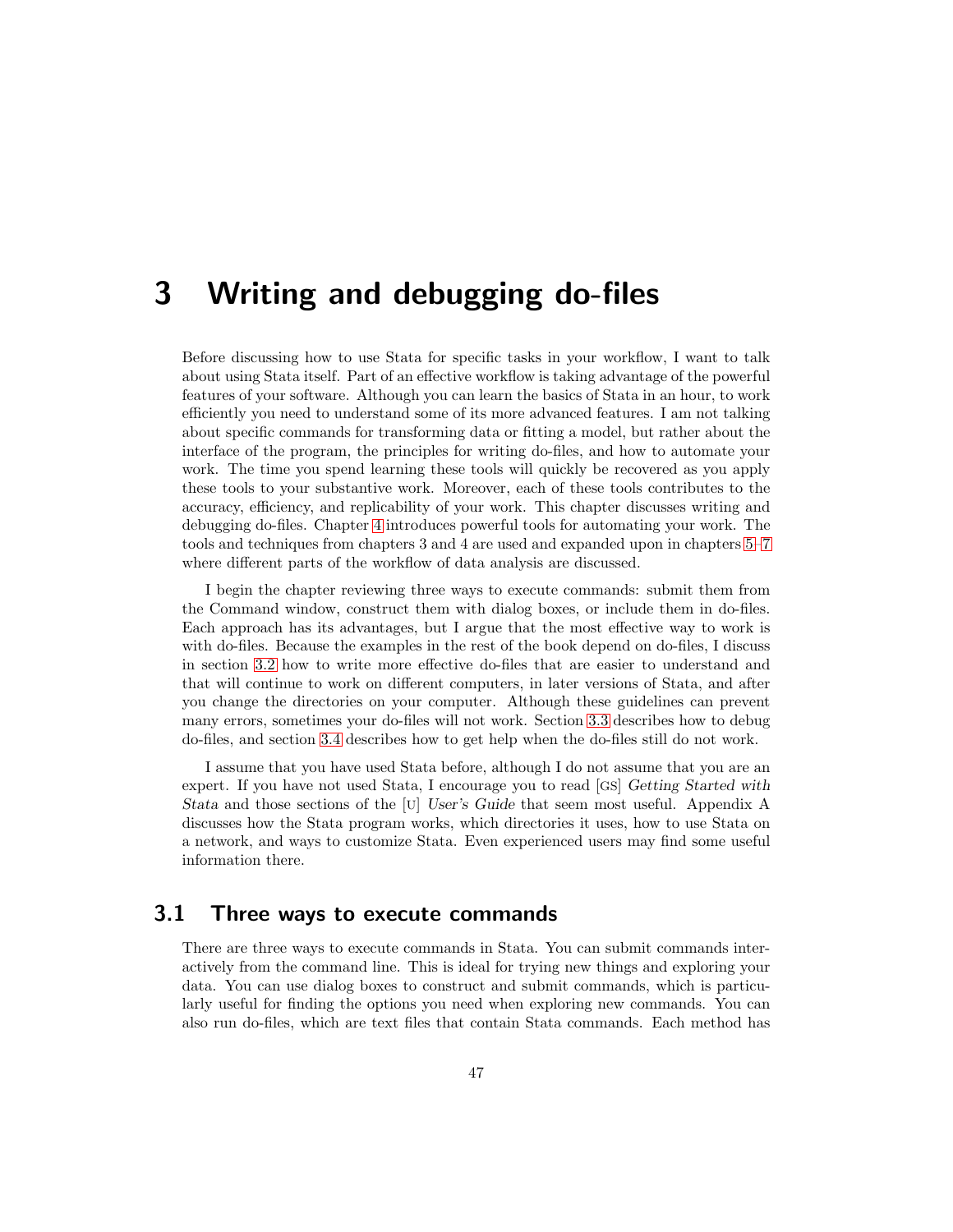# 3 Writing and debugging do-files

Before discussing how to use Stata for specific tasks in your workflow, I want to talk about using Stata itself. Part of an effective workflow is taking advantage of the powerful features of your software. Although you can learn the basics of Stata in an hour, to work efficiently you need to understand some of its more advanced features. I am not talking about specific commands for transforming data or fitting a model, but rather about the interface of the program, the principles for writing do-files, and how to automate your work. The time you spend learning these tools will quickly be recovered as you apply these tools to your substantive work. Moreover, each of these tools contributes to the accuracy, efficiency, and replicability of your work. This chapter discusses writing and debugging do-files. Chapter 4 introduces powerful tools for automating your work. The tools and techniques from chapters 3 and 4 are used and expanded upon in chapters 5–7 where different parts of the workflow of data analysis are discussed.

I begin the chapter reviewing three ways to execute commands: submit them from the Command window, construct them with dialog boxes, or include them in do-files. Each approach has its advantages, but I argue that the most effective way to work is with do-files. Because the examples in the rest of the book depend on do-files, I discuss in section 3.2 how to write more effective do-files that are easier to understand and that will continue to work on different computers, in later versions of Stata, and after you change the directories on your computer. Although these guidelines can prevent many errors, sometimes your do-files will not work. Section 3.3 describes how to debug do-files, and section 3.4 describes how to get help when the do-files still do not work.

I assume that you have used Stata before, although I do not assume that you are an expert. If you have not used Stata, I encourage you to read [GS] *Getting Started with Stata* and those sections of the [U] *User's Guide* that seem most useful. Appendix A discusses how the Stata program works, which directories it uses, how to use Stata on a network, and ways to customize Stata. Even experienced users may find some useful information there.

## 3.1 Three ways to execute commands

There are three ways to execute commands in Stata. You can submit commands interactively from the command line. This is ideal for trying new things and exploring your data. You can use dialog boxes to construct and submit commands, which is particularly useful for finding the options you need when exploring new commands. You can also run do-files, which are text files that contain Stata commands. Each method has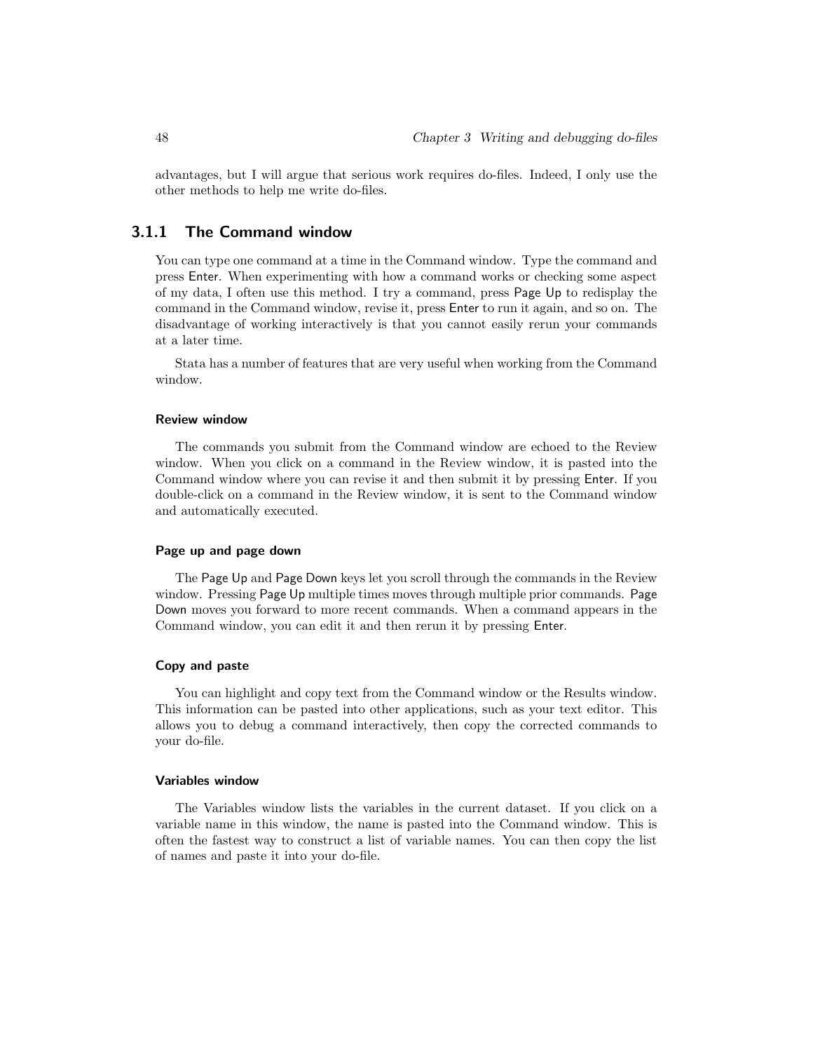advantages, but I will argue that serious work requires do-files. Indeed, I only use the other methods to help me write do-files.

## 3.1.1 The Command window

You can type one command at a time in the Command window. Type the command and press Enter. When experimenting with how a command works or checking some aspect of my data, I often use this method. I try a command, press Page Up to redisplay the command in the Command window, revise it, press Enter to run it again, and so on. The disadvantage of working interactively is that you cannot easily rerun your commands at a later time.

Stata has a number of features that are very useful when working from the Command window.

#### Review window

The commands you submit from the Command window are echoed to the Review window. When you click on a command in the Review window, it is pasted into the Command window where you can revise it and then submit it by pressing Enter. If you double-click on a command in the Review window, it is sent to the Command window and automatically executed.

#### Page up and page down

The Page Up and Page Down keys let you scroll through the commands in the Review window. Pressing Page Up multiple times moves through multiple prior commands. Page Down moves you forward to more recent commands. When a command appears in the Command window, you can edit it and then rerun it by pressing Enter.

#### Copy and paste

You can highlight and copy text from the Command window or the Results window. This information can be pasted into other applications, such as your text editor. This allows you to debug a command interactively, then copy the corrected commands to your do-file.

#### Variables window

The Variables window lists the variables in the current dataset. If you click on a variable name in this window, the name is pasted into the Command window. This is often the fastest way to construct a list of variable names. You can then copy the list of names and paste it into your do-file.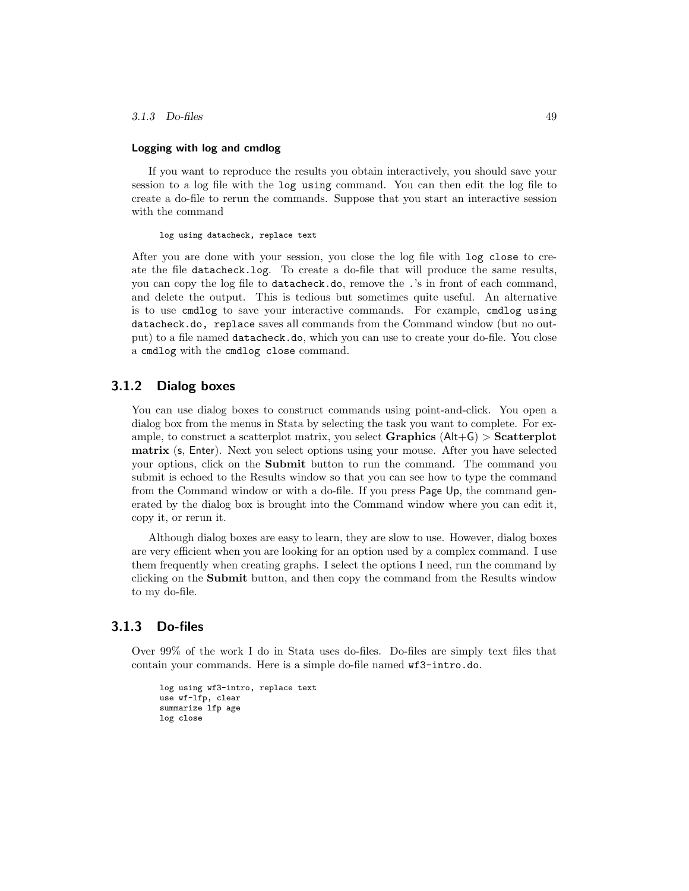#### Logging with log and cmdlog

If you want to reproduce the results you obtain interactively, you should save your session to a log file with the `log using` command. You can then edit the log file to create a do-file to rerun the commands. Suppose that you start an interactive session with the command

```
log using datacheck, replace text
```

After you are done with your session, you close the log file with `log close` to create the file `datacheck.log`. To create a do-file that will produce the same results, you can copy the log file to `datacheck.do`, remove the `.`'s in front of each command, and delete the output. This is tedious but sometimes quite useful. An alternative is to use `cmdlog` to save your interactive commands. For example, `cmdlog using datacheck.do, replace` saves all commands from the Command window (but no output) to a file named `datacheck.do`, which you can use to create your do-file. You close a `cmdlog` with the `cmdlog close` command.

### 3.1.2 Dialog boxes

You can use dialog boxes to construct commands using point-and-click. You open a dialog box from the menus in Stata by selecting the task you want to complete. For example, to construct a scatterplot matrix, you select **Graphics** (Alt+G) > **Scatterplot matrix** (s, Enter). Next you select options using your mouse. After you have selected your options, click on the **Submit** button to run the command. The command you submit is echoed to the Results window so that you can see how to type the command from the Command window or with a do-file. If you press Page Up, the command generated by the dialog box is brought into the Command window where you can edit it, copy it, or rerun it.

Although dialog boxes are easy to learn, they are slow to use. However, dialog boxes are very efficient when you are looking for an option used by a complex command. I use them frequently when creating graphs. I select the options I need, run the command by clicking on the **Submit** button, and then copy the command from the Results window to my do-file.

### 3.1.3 Do-files

Over 99% of the work I do in Stata uses do-files. Do-files are simply text files that contain your commands. Here is a simple do-file named `wf3-intro.do`.

```
log using wf3-intro, replace text
use wf-lfp, clear
summarize lfp age
log close
```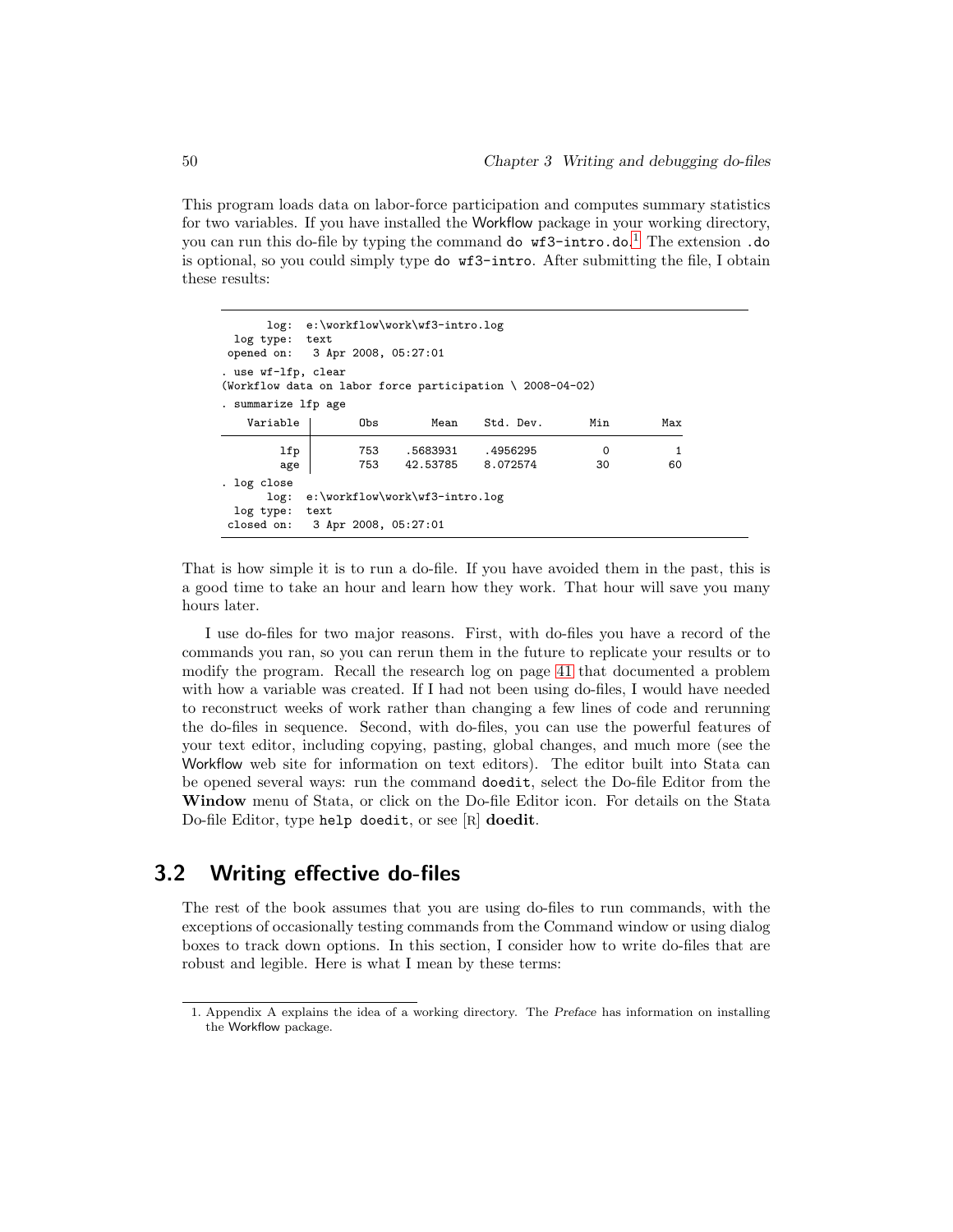This program loads data on labor-force participation and computes summary statistics for two variables. If you have installed the Workflow package in your working directory, you can run this do-file by typing the command `do wf3-intro.do`.[1] The extension `.do` is optional, so you could simply type `do wf3-intro`. After submitting the file, I obtain these results:

```
      log:  e:\workflow\work\wf3-intro.log
 log type:  text
opened on:   3 Apr 2008, 05:27:01
. use wf-lfp, clear
(Workflow data on labor force participation \ 2008-04-02)
. summarize lfp age
    Variable |       Obs        Mean    Std. Dev.       Min        Max
-------------+--------------------------------------------------------
         lfp |       753    .5683931    .4956295          0          1
         age |       753    42.53785    8.072574         30         60
. log close
      log:  e:\workflow\work\wf3-intro.log
 log type:  text
closed on:   3 Apr 2008, 05:27:01
```

That is how simple it is to run a do-file. If you have avoided them in the past, this is a good time to take an hour and learn how they work. That hour will save you many hours later.

I use do-files for two major reasons. First, with do-files you have a record of the commands you ran, so you can rerun them in the future to replicate your results or to modify the program. Recall the research log on page 41 that documented a problem with how a variable was created. If I had not been using do-files, I would have needed to reconstruct weeks of work rather than changing a few lines of code and rerunning the do-files in sequence. Second, with do-files, you can use the powerful features of your text editor, including copying, pasting, global changes, and much more (see the Workflow web site for information on text editors). The editor built into Stata can be opened several ways: run the command `doedit`, select the Do-file Editor from the **Window** menu of Stata, or click on the Do-file Editor icon. For details on the Stata Do-file Editor, type `help doedit`, or see [R] **doedit**.

## 3.2 Writing effective do-files

The rest of the book assumes that you are using do-files to run commands, with the exceptions of occasionally testing commands from the Command window or using dialog boxes to track down options. In this section, I consider how to write do-files that are robust and legible. Here is what I mean by these terms:

---

1. Appendix A explains the idea of a working directory. The *Preface* has information on installing the Workflow package.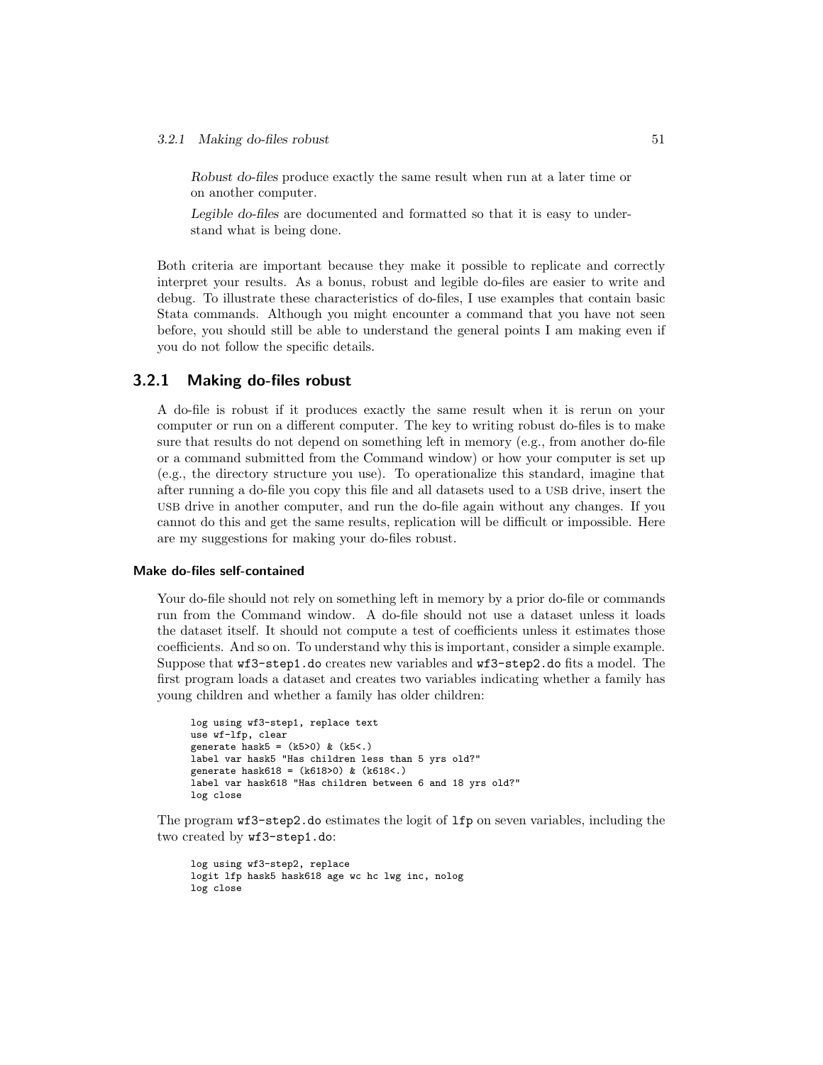*Robust do-files* produce exactly the same result when run at a later time or on another computer.

*Legible do-files* are documented and formatted so that it is easy to understand what is being done.

Both criteria are important because they make it possible to replicate and correctly interpret your results. As a bonus, robust and legible do-files are easier to write and debug. To illustrate these characteristics of do-files, I use examples that contain basic Stata commands. Although you might encounter a command that you have not seen before, you should still be able to understand the general points I am making even if you do not follow the specific details.

### 3.2.1 Making do-files robust

A do-file is robust if it produces exactly the same result when it is rerun on your computer or run on a different computer. The key to writing robust do-files is to make sure that results do not depend on something left in memory (e.g., from another do-file or a command submitted from the Command window) or how your computer is set up (e.g., the directory structure you use). To operationalize this standard, imagine that after running a do-file you copy this file and all datasets used to a USB drive, insert the USB drive in another computer, and run the do-file again without any changes. If you cannot do this and get the same results, replication will be difficult or impossible. Here are my suggestions for making your do-files robust.

#### Make do-files self-contained

Your do-file should not rely on something left in memory by a prior do-file or commands run from the Command window. A do-file should not use a dataset unless it loads the dataset itself. It should not compute a test of coefficients unless it estimates those coefficients. And so on. To understand why this is important, consider a simple example. Suppose that `wf3-step1.do` creates new variables and `wf3-step2.do` fits a model. The first program loads a dataset and creates two variables indicating whether a family has young children and whether a family has older children:

```
log using wf3-step1, replace text
use wf-lfp, clear
generate hask5 = (k5>0) & (k5<.)
label var hask5 "Has children less than 5 yrs old?"
generate hask618 = (k618>0) & (k618<.)
label var hask618 "Has children between 6 and 18 yrs old?"
log close
```

The program `wf3-step2.do` estimates the logit of `lfp` on seven variables, including the two created by `wf3-step1.do`:

```
log using wf3-step2, replace
logit lfp hask5 hask618 age wc hc lwg inc, nolog
log close
```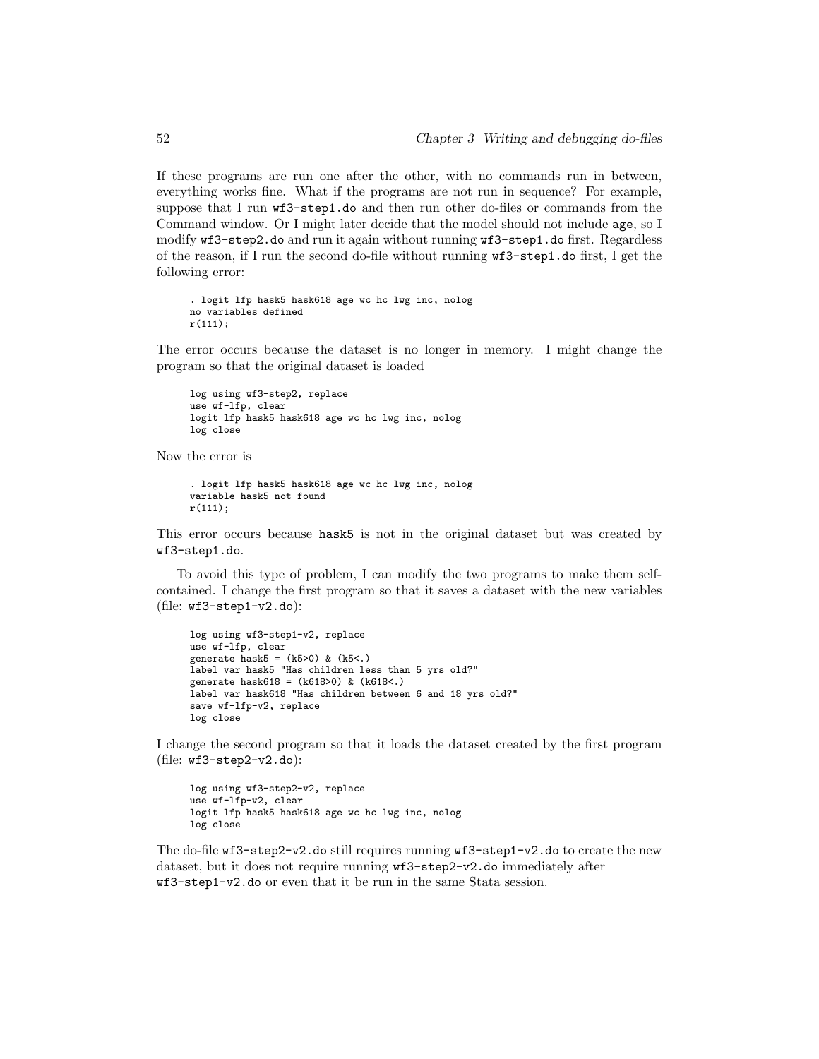If these programs are run one after the other, with no commands run in between, everything works fine. What if the programs are not run in sequence? For example, suppose that I run `wf3-step1.do` and then run other do-files or commands from the Command window. Or I might later decide that the model should not include `age`, so I modify `wf3-step2.do` and run it again without running `wf3-step1.do` first. Regardless of the reason, if I run the second do-file without running `wf3-step1.do` first, I get the following error:

```
. logit lfp hask5 hask618 age wc hc lwg inc, nolog
no variables defined
r(111);
```

The error occurs because the dataset is no longer in memory. I might change the program so that the original dataset is loaded

```
log using wf3-step2, replace
use wf-lfp, clear
logit lfp hask5 hask618 age wc hc lwg inc, nolog
log close
```

Now the error is

```
. logit lfp hask5 hask618 age wc hc lwg inc, nolog
variable hask5 not found
r(111);
```

This error occurs because `hask5` is not in the original dataset but was created by `wf3-step1.do`.

To avoid this type of problem, I can modify the two programs to make them self-contained. I change the first program so that it saves a dataset with the new variables (file: `wf3-step1-v2.do`):

```
log using wf3-step1-v2, replace
use wf-lfp, clear
generate hask5 = (k5>0) & (k5<.)
label var hask5 "Has children less than 5 yrs old?"
generate hask618 = (k618>0) & (k618<.)
label var hask618 "Has children between 6 and 18 yrs old?"
save wf-lfp-v2, replace
log close
```

I change the second program so that it loads the dataset created by the first program (file: `wf3-step2-v2.do`):

```
log using wf3-step2-v2, replace
use wf-lfp-v2, clear
logit lfp hask5 hask618 age wc hc lwg inc, nolog
log close
```

The do-file `wf3-step2-v2.do` still requires running `wf3-step1-v2.do` to create the new dataset, but it does not require running `wf3-step2-v2.do` immediately after `wf3-step1-v2.do` or even that it be run in the same Stata session.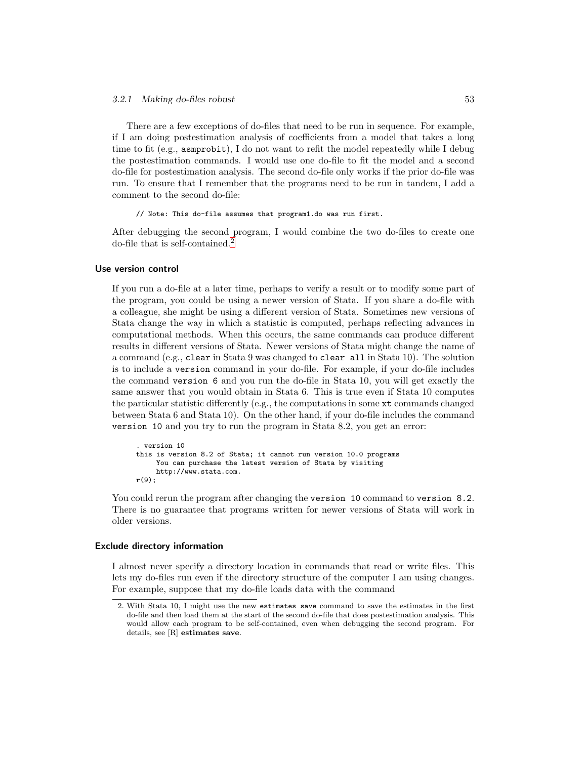There are a few exceptions of do-files that need to be run in sequence. For example, if I am doing postestimation analysis of coefficients from a model that takes a long time to fit (e.g., `asmprobit`), I do not want to refit the model repeatedly while I debug the postestimation commands. I would use one do-file to fit the model and a second do-file for postestimation analysis. The second do-file only works if the prior do-file was run. To ensure that I remember that the programs need to be run in tandem, I add a comment to the second do-file:

```
// Note: This do-file assumes that program1.do was run first.
```

After debugging the second program, I would combine the two do-files to create one do-file that is self-contained.[2]

#### Use version control

If you run a do-file at a later time, perhaps to verify a result or to modify some part of the program, you could be using a newer version of Stata. If you share a do-file with a colleague, she might be using a different version of Stata. Sometimes new versions of Stata change the way in which a statistic is computed, perhaps reflecting advances in computational methods. When this occurs, the same commands can produce different results in different versions of Stata. Newer versions of Stata might change the name of a command (e.g., `clear` in Stata 9 was changed to `clear all` in Stata 10). The solution is to include a `version` command in your do-file. For example, if your do-file includes the command `version 6` and you run the do-file in Stata 10, you will get exactly the same answer that you would obtain in Stata 6. This is true even if Stata 10 computes the particular statistic differently (e.g., the computations in some `xt` commands changed between Stata 6 and Stata 10). On the other hand, if your do-file includes the command `version 10` and you try to run the program in Stata 8.2, you get an error:

```
. version 10
this is version 8.2 of Stata; it cannot run version 10.0 programs
     You can purchase the latest version of Stata by visiting
     http://www.stata.com.
r(9);
```

You could rerun the program after changing the `version 10` command to `version 8.2`. There is no guarantee that programs written for newer versions of Stata will work in older versions.

#### Exclude directory information

I almost never specify a directory location in commands that read or write files. This lets my do-files run even if the directory structure of the computer I am using changes. For example, suppose that my do-file loads data with the command

---

2. With Stata 10, I might use the new `estimates save` command to save the estimates in the first do-file and then load them at the start of the second do-file that does postestimation analysis. This would allow each program to be self-contained, even when debugging the second program. For details, see [R] **estimates save**.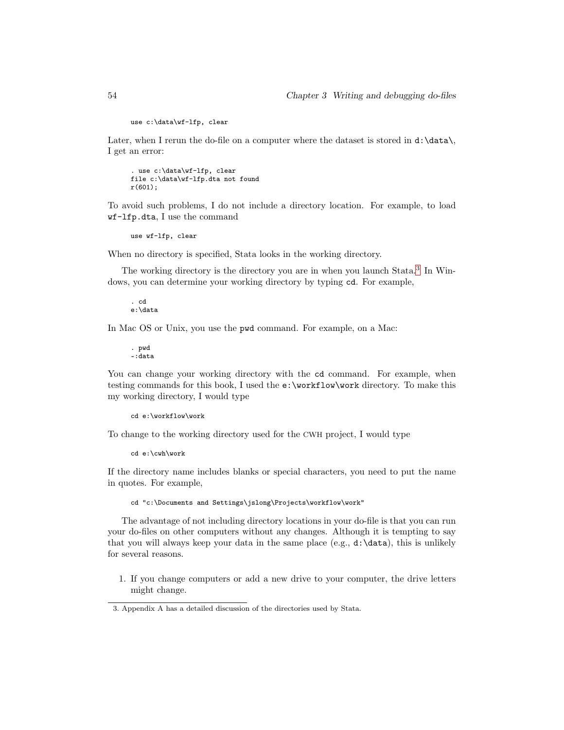```
use c:\data\wf-lfp, clear
```

Later, when I rerun the do-file on a computer where the dataset is stored in `d:\data\`, I get an error:

```
. use c:\data\wf-lfp, clear
file c:\data\wf-lfp.dta not found
r(601);
```

To avoid such problems, I do not include a directory location. For example, to load `wf-lfp.dta`, I use the command

```
use wf-lfp, clear
```

When no directory is specified, Stata looks in the working directory.

The working directory is the directory you are in when you launch Stata.[3] In Windows, you can determine your working directory by typing `cd`. For example,

```
. cd
e:\data
```

In Mac OS or Unix, you use the `pwd` command. For example, on a Mac:

```
. pwd
~:data
```

You can change your working directory with the `cd` command. For example, when testing commands for this book, I used the `e:\workflow\work` directory. To make this my working directory, I would type

```
cd e:\workflow\work
```

To change to the working directory used for the CWH project, I would type

```
cd e:\cwh\work
```

If the directory name includes blanks or special characters, you need to put the name in quotes. For example,

```
cd "c:\Documents and Settings\jslong\Projects\workflow\work"
```

The advantage of not including directory locations in your do-file is that you can run your do-files on other computers without any changes. Although it is tempting to say that you will always keep your data in the same place (e.g., `d:\data`), this is unlikely for several reasons.

1. If you change computers or add a new drive to your computer, the drive letters might change.

3. Appendix A has a detailed discussion of the directories used by Stata.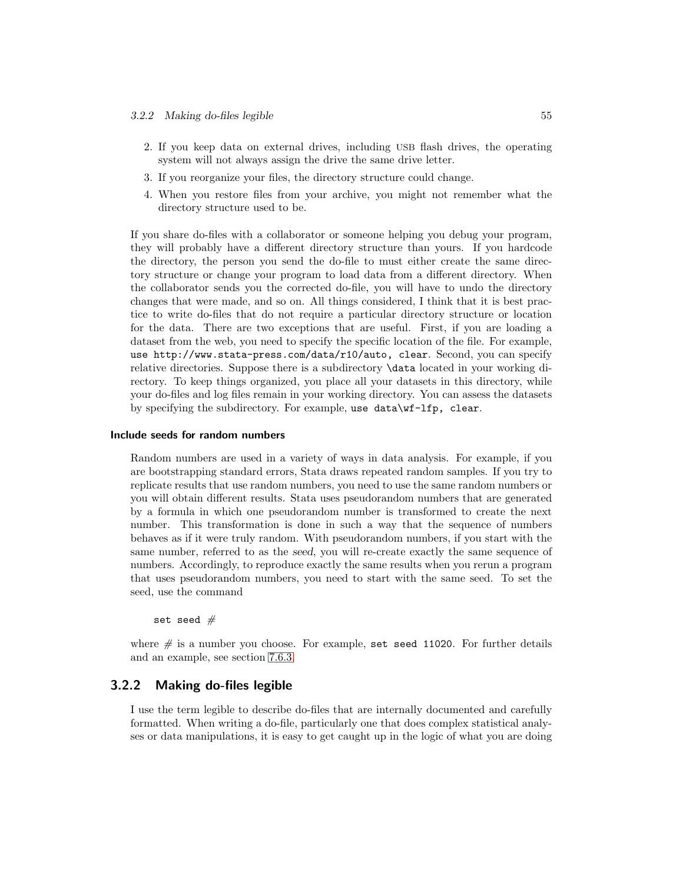2. If you keep data on external drives, including USB flash drives, the operating system will not always assign the drive the same drive letter.
3. If you reorganize your files, the directory structure could change.
4. When you restore files from your archive, you might not remember what the directory structure used to be.

If you share do-files with a collaborator or someone helping you debug your program, they will probably have a different directory structure than yours. If you hardcode the directory, the person you send the do-file to must either create the same directory structure or change your program to load data from a different directory. When the collaborator sends you the corrected do-file, you will have to undo the directory changes that were made, and so on. All things considered, I think that it is best practice to write do-files that do not require a particular directory structure or location for the data. There are two exceptions that are useful. First, if you are loading a dataset from the web, you need to specify the specific location of the file. For example, `use http://www.stata-press.com/data/r10/auto, clear`. Second, you can specify relative directories. Suppose there is a subdirectory `\data` located in your working directory. To keep things organized, you place all your datasets in this directory, while your do-files and log files remain in your working directory. You can assess the datasets by specifying the subdirectory. For example, `use data\wf-lfp, clear`.

#### Include seeds for random numbers

Random numbers are used in a variety of ways in data analysis. For example, if you are bootstrapping standard errors, Stata draws repeated random samples. If you try to replicate results that use random numbers, you need to use the same random numbers or you will obtain different results. Stata uses pseudorandom numbers that are generated by a formula in which one pseudorandom number is transformed to create the next number. This transformation is done in such a way that the sequence of numbers behaves as if it were truly random. With pseudorandom numbers, if you start with the same number, referred to as the *seed*, you will re-create exactly the same sequence of numbers. Accordingly, to reproduce exactly the same results when you rerun a program that uses pseudorandom numbers, you need to start with the same seed. To set the seed, use the command

```
set seed #
```

where # is a number you choose. For example, `set seed 11020`. For further details and an example, see section 7.6.3.

## 3.2.2 Making do-files legible

I use the term legible to describe do-files that are internally documented and carefully formatted. When writing a do-file, particularly one that does complex statistical analyses or data manipulations, it is easy to get caught up in the logic of what you are doing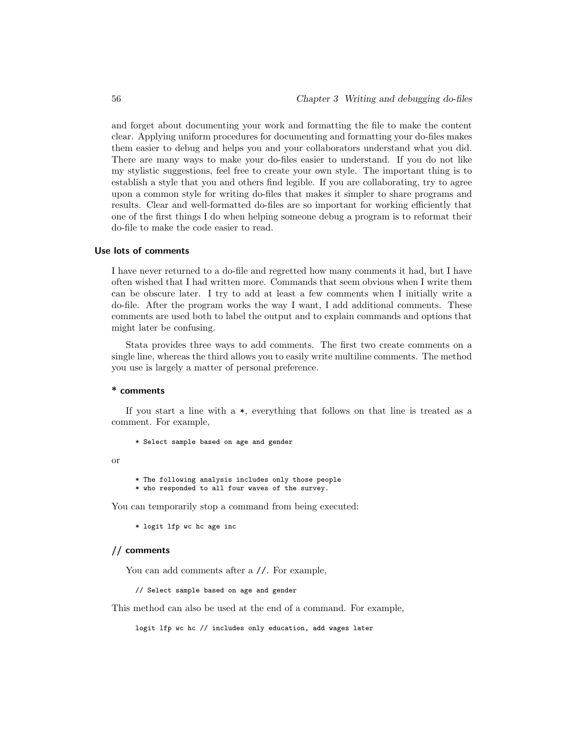and forget about documenting your work and formatting the file to make the content clear. Applying uniform procedures for documenting and formatting your do-files makes them easier to debug and helps you and your collaborators understand what you did. There are many ways to make your do-files easier to understand. If you do not like my stylistic suggestions, feel free to create your own style. The important thing is to establish a style that you and others find legible. If you are collaborating, try to agree upon a common style for writing do-files that makes it simpler to share programs and results. Clear and well-formatted do-files are so important for working efficiently that one of the first things I do when helping someone debug a program is to reformat their do-file to make the code easier to read.

### Use lots of comments

I have never returned to a do-file and regretted how many comments it had, but I have often wished that I had written more. Commands that seem obvious when I write them can be obscure later. I try to add at least a few comments when I initially write a do-file. After the program works the way I want, I add additional comments. These comments are used both to label the output and to explain commands and options that might later be confusing.

Stata provides three ways to add comments. The first two create comments on a single line, whereas the third allows you to easily write multiline comments. The method you use is largely a matter of personal preference.

#### * comments

If you start a line with a `*`, everything that follows on that line is treated as a comment. For example,

```
* Select sample based on age and gender
```

or

```
* The following analysis includes only those people
* who responded to all four waves of the survey.
```

You can temporarily stop a command from being executed:

```
* logit lfp wc hc age inc
```

#### // comments

You can add comments after a `//`. For example,

```
// Select sample based on age and gender
```

This method can also be used at the end of a command. For example,

```
logit lfp wc hc // includes only education, add wages later
```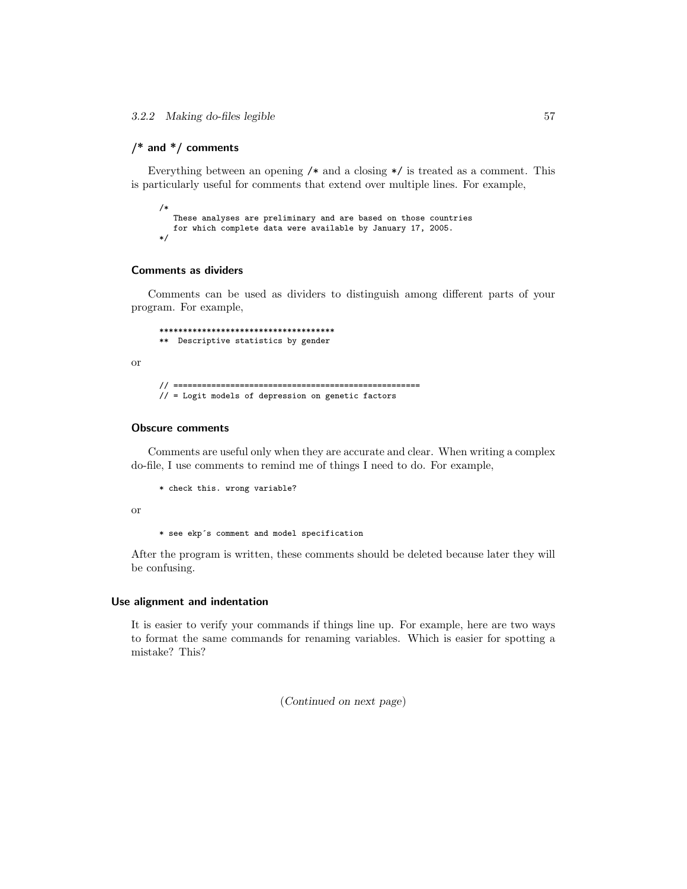#### /* and */ comments

Everything between an opening /* and a closing */ is treated as a comment. This is particularly useful for comments that extend over multiple lines. For example,

```
/*
   These analyses are preliminary and are based on those countries
   for which complete data were available by January 17, 2005.
*/
```

#### Comments as dividers

Comments can be used as dividers to distinguish among different parts of your program. For example,

```
*************************************
**  Descriptive statistics by gender
```

or

```
// ===================================================
// = Logit models of depression on genetic factors
```

#### Obscure comments

Comments are useful only when they are accurate and clear. When writing a complex do-file, I use comments to remind me of things I need to do. For example,

```
* check this. wrong variable?
```

or

```
* see ekp´s comment and model specification
```

After the program is written, these comments should be deleted because later they will be confusing.

### Use alignment and indentation

It is easier to verify your commands if things line up. For example, here are two ways to format the same commands for renaming variables. Which is easier for spotting a mistake? This?

(*Continued on next page*)